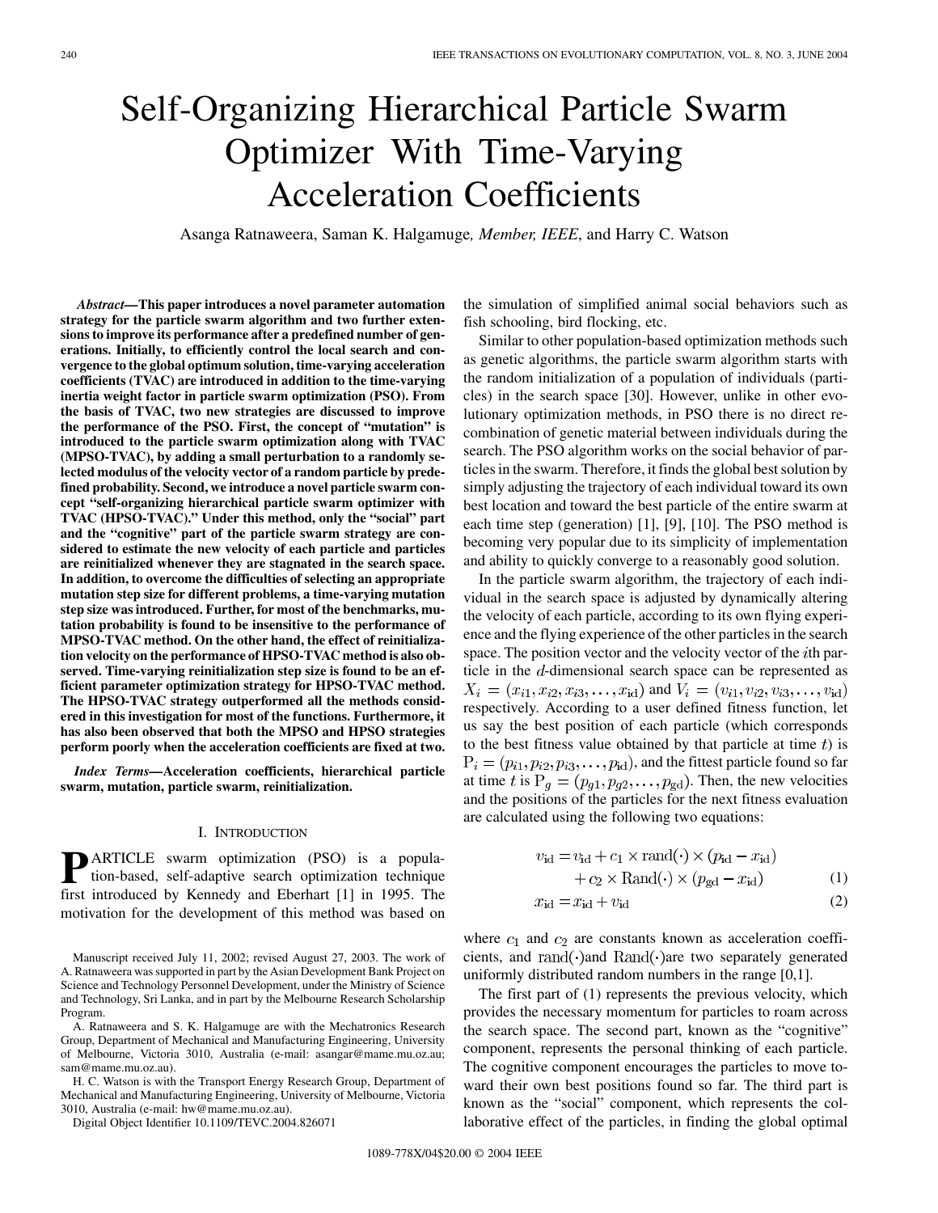# Self-Organizing Hierarchical Particle Swarm Optimizer With Time-Varying Acceleration Coefficients

Asanga Ratnaweera, Saman K. Halgamuge, *Member, IEEE*, and Harry C. Watson

***Abstract*—This paper introduces a novel parameter automation strategy for the particle swarm algorithm and two further extensions to improve its performance after a predefined number of generations. Initially, to efficiently control the local search and convergence to the global optimum solution, time-varying acceleration coefficients (TVAC) are introduced in addition to the time-varying inertia weight factor in particle swarm optimization (PSO). From the basis of TVAC, two new strategies are discussed to improve the performance of the PSO. First, the concept of "mutation" is introduced to the particle swarm optimization along with TVAC (MPSO-TVAC), by adding a small perturbation to a randomly selected modulus of the velocity vector of a random particle by predefined probability. Second, we introduce a novel particle swarm concept "self-organizing hierarchical particle swarm optimizer with TVAC (HPSO-TVAC)." Under this method, only the "social" part and the "cognitive" part of the particle swarm strategy are considered to estimate the new velocity of each particle and particles are reinitialized whenever they are stagnated in the search space. In addition, to overcome the difficulties of selecting an appropriate mutation step size for different problems, a time-varying mutation step size was introduced. Further, for most of the benchmarks, mutation probability is found to be insensitive to the performance of MPSO-TVAC method. On the other hand, the effect of reinitialization velocity on the performance of HPSO-TVAC method is also observed. Time-varying reinitialization step size is found to be an efficient parameter optimization strategy for HPSO-TVAC method. The HPSO-TVAC strategy outperformed all the methods considered in this investigation for most of the functions. Furthermore, it has also been observed that both the MPSO and HPSO strategies perform poorly when the acceleration coefficients are fixed at two.**

***Index Terms*—Acceleration coefficients, hierarchical particle swarm, mutation, particle swarm, reinitialization.**

## I. Introduction

**P**ARTICLE swarm optimization (PSO) is a population-based, self-adaptive search optimization technique first introduced by Kennedy and Eberhart [1] in 1995. The motivation for the development of this method was based on the simulation of simplified animal social behaviors such as fish schooling, bird flocking, etc.

Similar to other population-based optimization methods such as genetic algorithms, the particle swarm algorithm starts with the random initialization of a population of individuals (particles) in the search space [30]. However, unlike in other evolutionary optimization methods, in PSO there is no direct recombination of genetic material between individuals during the search. The PSO algorithm works on the social behavior of particles in the swarm. Therefore, it finds the global best solution by simply adjusting the trajectory of each individual toward its own best location and toward the best particle of the entire swarm at each time step (generation) [1], [9], [10]. The PSO method is becoming very popular due to its simplicity of implementation and ability to quickly converge to a reasonably good solution.

In the particle swarm algorithm, the trajectory of each individual in the search space is adjusted by dynamically altering the velocity of each particle, according to its own flying experience and the flying experience of the other particles in the search space. The position vector and the velocity vector of the $i$th particle in the $d$-dimensional search space can be represented as $X_i = (x_{i1}, x_{i2}, x_{i3}, \ldots, x_{\mathrm{id}})$ and $V_i = (v_{i1}, v_{i2}, v_{i3}, \ldots, v_{\mathrm{id}})$ respectively. According to a user defined fitness function, let us say the best position of each particle (which corresponds to the best fitness value obtained by that particle at time $t$) is $\mathrm{P}_i = (p_{i1}, p_{i2}, p_{i3}, \ldots, p_{\mathrm{id}})$, and the fittest particle found so far at time $t$ is $\mathrm{P}_g = (p_{g1}, p_{g2}, \ldots, p_{\mathrm{gd}})$. Then, the new velocities and the positions of the particles for the next fitness evaluation are calculated using the following two equations:

$$v_{\mathrm{id}} = v_{\mathrm{id}} + c_1 \times \mathrm{rand}(\cdot) \times (p_{\mathrm{id}} - x_{\mathrm{id}}) + c_2 \times \mathrm{Rand}(\cdot) \times (p_{\mathrm{gd}} - x_{\mathrm{id}}) \quad (1)$$

$$x_{\mathrm{id}} = x_{\mathrm{id}} + v_{\mathrm{id}} \quad (2)$$

where $c_1$ and $c_2$ are constants known as acceleration coefficients, and $\mathrm{rand}(\cdot)$and $\mathrm{Rand}(\cdot)$are two separately generated uniformly distributed random numbers in the range [0,1].

The first part of (1) represents the previous velocity, which provides the necessary momentum for particles to roam across the search space. The second part, known as the "cognitive" component, represents the personal thinking of each particle. The cognitive component encourages the particles to move toward their own best positions found so far. The third part is known as the "social" component, which represents the collaborative effect of the particles, in finding the global optimal

Manuscript received July 11, 2002; revised August 27, 2003. The work of A. Ratnaweera was supported in part by the Asian Development Bank Project on Science and Technology Personnel Development, under the Ministry of Science and Technology, Sri Lanka, and in part by the Melbourne Research Scholarship Program.

A. Ratnaweera and S. K. Halgamuge are with the Mechatronics Research Group, Department of Mechanical and Manufacturing Engineering, University of Melbourne, Victoria 3010, Australia (e-mail: asangar@mame.mu.oz.au; sam@mame.mu.oz.au).

H. C. Watson is with the Transport Energy Research Group, Department of Mechanical and Manufacturing Engineering, University of Melbourne, Victoria 3010, Australia (e-mail: hw@mame.mu.oz.au).

Digital Object Identifier 10.1109/TEVC.2004.826071

1089-778X/04$20.00 © 2004 IEEE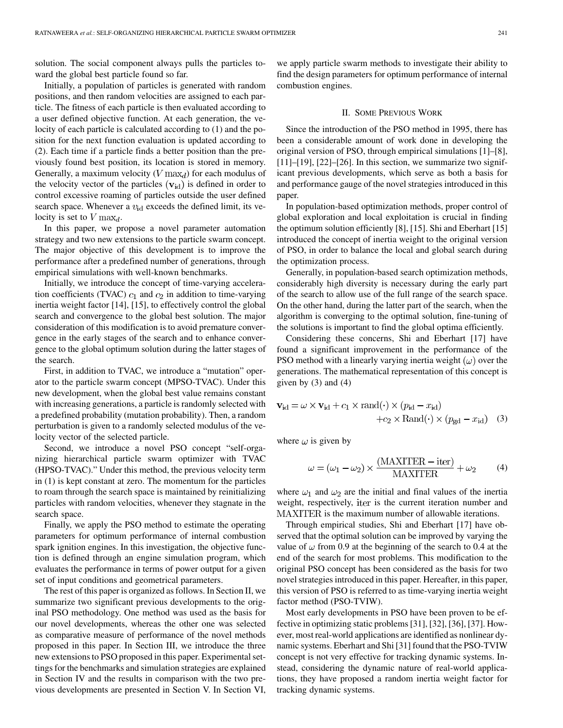solution. The social component always pulls the particles toward the global best particle found so far.

Initially, a population of particles is generated with random positions, and then random velocities are assigned to each particle. The fitness of each particle is then evaluated according to a user defined objective function. At each generation, the velocity of each particle is calculated according to (1) and the position for the next function evaluation is updated according to (2). Each time if a particle finds a better position than the previously found best position, its location is stored in memory. Generally, a maximum velocity ($V\max_d$) for each modulus of the velocity vector of the particles ($\mathbf{v}_{\mathrm{id}}$) is defined in order to control excessive roaming of particles outside the user defined search space. Whenever a $v_{\mathrm{id}}$ exceeds the defined limit, its velocity is set to $V\max_d$.

In this paper, we propose a novel parameter automation strategy and two new extensions to the particle swarm concept. The major objective of this development is to improve the performance after a predefined number of generations, through empirical simulations with well-known benchmarks.

Initially, we introduce the concept of time-varying acceleration coefficients (TVAC) $c_1$ and $c_2$ in addition to time-varying inertia weight factor [14], [15], to effectively control the global search and convergence to the global best solution. The major consideration of this modification is to avoid premature convergence in the early stages of the search and to enhance convergence to the global optimum solution during the latter stages of the search.

First, in addition to TVAC, we introduce a "mutation" operator to the particle swarm concept (MPSO-TVAC). Under this new development, when the global best value remains constant with increasing generations, a particle is randomly selected with a predefined probability (mutation probability). Then, a random perturbation is given to a randomly selected modulus of the velocity vector of the selected particle.

Second, we introduce a novel PSO concept "self-organizing hierarchical particle swarm optimizer with TVAC (HPSO-TVAC)." Under this method, the previous velocity term in (1) is kept constant at zero. The momentum for the particles to roam through the search space is maintained by reinitializing particles with random velocities, whenever they stagnate in the search space.

Finally, we apply the PSO method to estimate the operating parameters for optimum performance of internal combustion spark ignition engines. In this investigation, the objective function is defined through an engine simulation program, which evaluates the performance in terms of power output for a given set of input conditions and geometrical parameters.

The rest of this paper is organized as follows. In Section II, we summarize two significant previous developments to the original PSO methodology. One method was used as the basis for our novel developments, whereas the other one was selected as comparative measure of performance of the novel methods proposed in this paper. In Section III, we introduce the three new extensions to PSO proposed in this paper. Experimental settings for the benchmarks and simulation strategies are explained in Section IV and the results in comparison with the two previous developments are presented in Section V. In Section VI, we apply particle swarm methods to investigate their ability to find the design parameters for optimum performance of internal combustion engines.

## II. Some Previous Work

Since the introduction of the PSO method in 1995, there has been a considerable amount of work done in developing the original version of PSO, through empirical simulations [1]–[8], [11]–[19], [22]–[26]. In this section, we summarize two significant previous developments, which serve as both a basis for and performance gauge of the novel strategies introduced in this paper.

In population-based optimization methods, proper control of global exploration and local exploitation is crucial in finding the optimum solution efficiently [8], [15]. Shi and Eberhart [15] introduced the concept of inertia weight to the original version of PSO, in order to balance the local and global search during the optimization process.

Generally, in population-based search optimization methods, considerably high diversity is necessary during the early part of the search to allow use of the full range of the search space. On the other hand, during the latter part of the search, when the algorithm is converging to the optimal solution, fine-tuning of the solutions is important to find the global optima efficiently.

Considering these concerns, Shi and Eberhart [17] have found a significant improvement in the performance of the PSO method with a linearly varying inertia weight ($\omega$) over the generations. The mathematical representation of this concept is given by (3) and (4)

$$\mathbf{v}_{\mathrm{id}} = \omega \times \mathbf{v}_{\mathrm{id}} + c_1 \times \mathrm{rand}(\cdot) \times (p_{\mathrm{id}} - x_{\mathrm{id}}) + c_2 \times \mathrm{Rand}(\cdot) \times (p_{\mathrm{gd}} - x_{\mathrm{id}}) \quad (3)$$

where $\omega$ is given by

$$\omega = (\omega_1 - \omega_2) \times \frac{(\mathrm{MAXITER} - \mathrm{iter})}{\mathrm{MAXITER}} + \omega_2 \quad (4)$$

where $\omega_1$ and $\omega_2$ are the initial and final values of the inertia weight, respectively, $\mathrm{iter}$ is the current iteration number and $\mathrm{MAXITER}$ is the maximum number of allowable iterations.

Through empirical studies, Shi and Eberhart [17] have observed that the optimal solution can be improved by varying the value of $\omega$ from 0.9 at the beginning of the search to 0.4 at the end of the search for most problems. This modification to the original PSO concept has been considered as the basis for two novel strategies introduced in this paper. Hereafter, in this paper, this version of PSO is referred to as time-varying inertia weight factor method (PSO-TVIW).

Most early developments in PSO have been proven to be effective in optimizing static problems [31], [32], [36], [37]. However, most real-world applications are identified as nonlinear dynamic systems. Eberhart and Shi [31] found that the PSO-TVIW concept is not very effective for tracking dynamic systems. Instead, considering the dynamic nature of real-world applications, they have proposed a random inertia weight factor for tracking dynamic systems.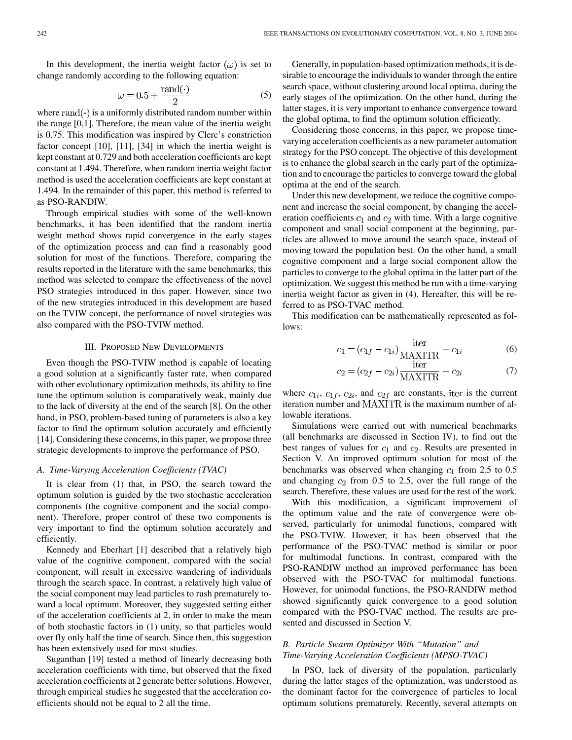In this development, the inertia weight factor $(\omega)$ is set to change randomly according to the following equation:

$$\omega = 0.5 + \frac{\text{rand}(\cdot)}{2} \tag{5}$$

where $\text{rand}(\cdot)$ is a uniformly distributed random number within the range [0,1]. Therefore, the mean value of the inertia weight is 0.75. This modification was inspired by Clerc's constriction factor concept [10], [11], [34] in which the inertia weight is kept constant at 0.729 and both acceleration coefficients are kept constant at 1.494. Therefore, when random inertia weight factor method is used the acceleration coefficients are kept constant at 1.494. In the remainder of this paper, this method is referred to as PSO-RANDIW.

Through empirical studies with some of the well-known benchmarks, it has been identified that the random inertia weight method shows rapid convergence in the early stages of the optimization process and can find a reasonably good solution for most of the functions. Therefore, comparing the results reported in the literature with the same benchmarks, this method was selected to compare the effectiveness of the novel PSO strategies introduced in this paper. However, since two of the new strategies introduced in this development are based on the TVIW concept, the performance of novel strategies was also compared with the PSO-TVIW method.

## III. Proposed New Developments

Even though the PSO-TVIW method is capable of locating a good solution at a significantly faster rate, when compared with other evolutionary optimization methods, its ability to fine tune the optimum solution is comparatively weak, mainly due to the lack of diversity at the end of the search [8]. On the other hand, in PSO, problem-based tuning of parameters is also a key factor to find the optimum solution accurately and efficiently [14]. Considering these concerns, in this paper, we propose three strategic developments to improve the performance of PSO.

### A. Time-Varying Acceleration Coefficients (TVAC)

It is clear from (1) that, in PSO, the search toward the optimum solution is guided by the two stochastic acceleration components (the cognitive component and the social component). Therefore, proper control of these two components is very important to find the optimum solution accurately and efficiently.

Kennedy and Eberhart [1] described that a relatively high value of the cognitive component, compared with the social component, will result in excessive wandering of individuals through the search space. In contrast, a relatively high value of the social component may lead particles to rush prematurely toward a local optimum. Moreover, they suggested setting either of the acceleration coefficients at 2, in order to make the mean of both stochastic factors in (1) unity, so that particles would over fly only half the time of search. Since then, this suggestion has been extensively used for most studies.

Suganthan [19] tested a method of linearly decreasing both acceleration coefficients with time, but observed that the fixed acceleration coefficients at 2 generate better solutions. However, through empirical studies he suggested that the acceleration coefficients should not be equal to 2 all the time.

Generally, in population-based optimization methods, it is desirable to encourage the individuals to wander through the entire search space, without clustering around local optima, during the early stages of the optimization. On the other hand, during the latter stages, it is very important to enhance convergence toward the global optima, to find the optimum solution efficiently.

Considering those concerns, in this paper, we propose time-varying acceleration coefficients as a new parameter automation strategy for the PSO concept. The objective of this development is to enhance the global search in the early part of the optimization and to encourage the particles to converge toward the global optima at the end of the search.

Under this new development, we reduce the cognitive component and increase the social component, by changing the acceleration coefficients $c_1$ and $c_2$ with time. With a large cognitive component and small social component at the beginning, particles are allowed to move around the search space, instead of moving toward the population best. On the other hand, a small cognitive component and a large social component allow the particles to converge to the global optima in the latter part of the optimization. We suggest this method be run with a time-varying inertia weight factor as given in (4). Hereafter, this will be referred to as PSO-TVAC method.

This modification can be mathematically represented as follows:

$$c_1 = (c_{1f} - c_{1i})\frac{\text{iter}}{\text{MAXITR}} + c_{1i} \tag{6}$$

$$c_2 = (c_{2f} - c_{2i})\frac{\text{iter}}{\text{MAXITR}} + c_{2i} \tag{7}$$

where $c_{1i}$, $c_{1f}$, $c_{2i}$, and $c_{2f}$ are constants, $\text{iter}$ is the current iteration number and $\text{MAXITR}$ is the maximum number of allowable iterations.

Simulations were carried out with numerical benchmarks (all benchmarks are discussed in Section IV), to find out the best ranges of values for $c_1$ and $c_2$. Results are presented in Section V. An improved optimum solution for most of the benchmarks was observed when changing $c_1$ from 2.5 to 0.5 and changing $c_2$ from 0.5 to 2.5, over the full range of the search. Therefore, these values are used for the rest of the work.

With this modification, a significant improvement of the optimum value and the rate of convergence were observed, particularly for unimodal functions, compared with the PSO-TVIW. However, it has been observed that the performance of the PSO-TVAC method is similar or poor for multimodal functions. In contrast, compared with the PSO-RANDIW method an improved performance has been observed with the PSO-TVAC for multimodal functions. However, for unimodal functions, the PSO-RANDIW method showed significantly quick convergence to a good solution compared with the PSO-TVAC method. The results are presented and discussed in Section V.

### B. Particle Swarm Optimizer With "Mutation" and Time-Varying Acceleration Coefficients (MPSO-TVAC)

In PSO, lack of diversity of the population, particularly during the latter stages of the optimization, was understood as the dominant factor for the convergence of particles to local optimum solutions prematurely. Recently, several attempts on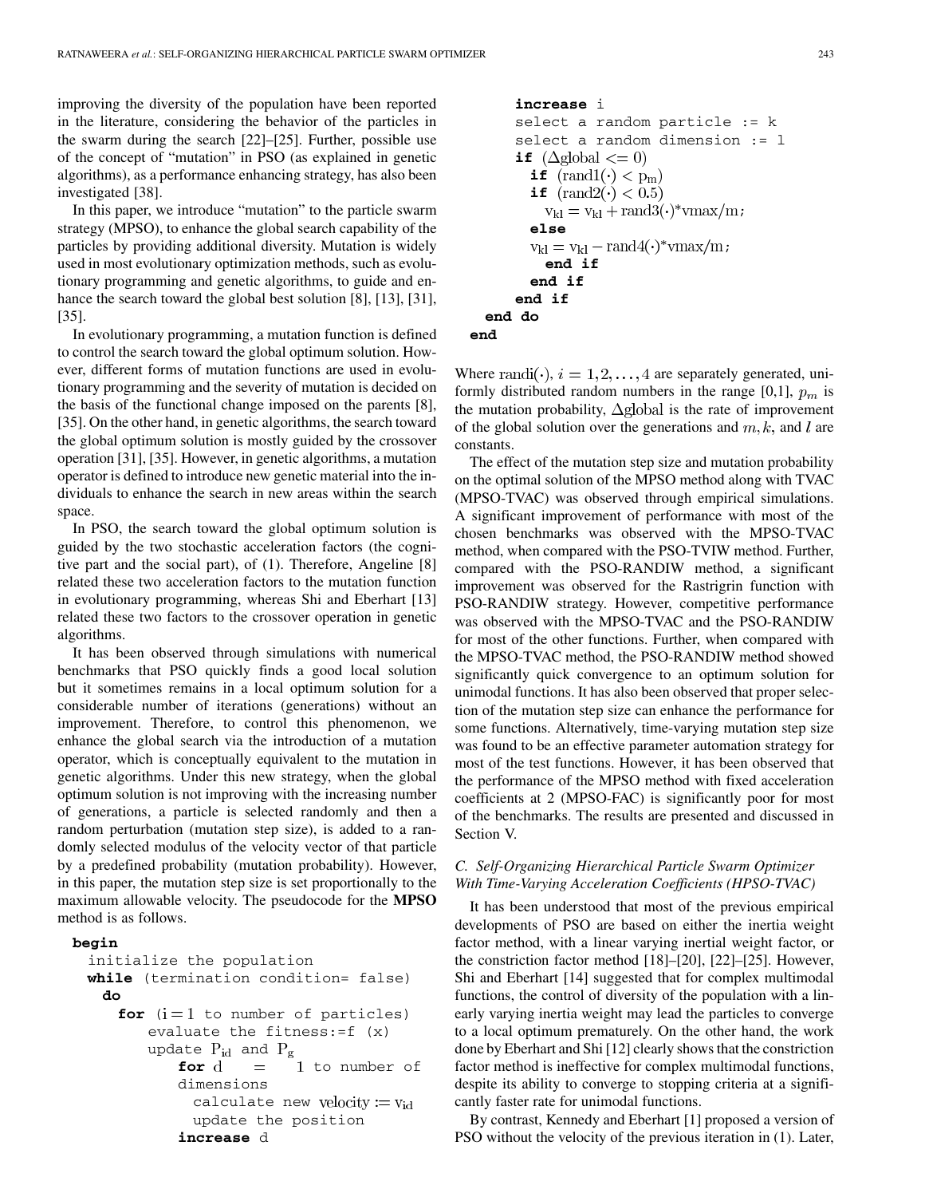improving the diversity of the population have been reported in the literature, considering the behavior of the particles in the swarm during the search [22]–[25]. Further, possible use of the concept of "mutation" in PSO (as explained in genetic algorithms), as a performance enhancing strategy, has also been investigated [38].

In this paper, we introduce "mutation" to the particle swarm strategy (MPSO), to enhance the global search capability of the particles by providing additional diversity. Mutation is widely used in most evolutionary optimization methods, such as evolutionary programming and genetic algorithms, to guide and enhance the search toward the global best solution [8], [13], [31], [35].

In evolutionary programming, a mutation function is defined to control the search toward the global optimum solution. However, different forms of mutation functions are used in evolutionary programming and the severity of mutation is decided on the basis of the functional change imposed on the parents [8], [35]. On the other hand, in genetic algorithms, the search toward the global optimum solution is mostly guided by the crossover operation [31], [35]. However, in genetic algorithms, a mutation operator is defined to introduce new genetic material into the individuals to enhance the search in new areas within the search space.

In PSO, the search toward the global optimum solution is guided by the two stochastic acceleration factors (the cognitive part and the social part), of (1). Therefore, Angeline [8] related these two acceleration factors to the mutation function in evolutionary programming, whereas Shi and Eberhart [13] related these two factors to the crossover operation in genetic algorithms.

It has been observed through simulations with numerical benchmarks that PSO quickly finds a good local solution but it sometimes remains in a local optimum solution for a considerable number of iterations (generations) without an improvement. Therefore, to control this phenomenon, we enhance the global search via the introduction of a mutation operator, which is conceptually equivalent to the mutation in genetic algorithms. Under this new strategy, when the global optimum solution is not improving with the increasing number of generations, a particle is selected randomly and then a random perturbation (mutation step size), is added to a randomly selected modulus of the velocity vector of that particle by a predefined probability (mutation probability). However, in this paper, the mutation step size is set proportionally to the maximum allowable velocity. The pseudocode for the **MPSO** method is as follows.

```
begin
  initialize the population
  while (termination condition= false)
    do
      for (i = 1 to number of particles)
          evaluate the fitness:=f (x)
          update P_id and P_g
              for d  =  1 to number of
              dimensions
                calculate new velocity := v_id
                update the position
              increase d
      increase i
      select a random particle := k
      select a random dimension := l
      if (Δglobal <= 0)
        if (rand1(·) < p_m)
        if (rand2(·) < 0.5)
          v_kl = v_kl + rand3(·)*vmax/m;
        else
        v_kl = v_kl − rand4(·)*vmax/m;
          end if
        end if
      end if
    end do
end
```

Where $\mathrm{rand}i(\cdot)$, $i = 1, 2, \ldots, 4$ are separately generated, uniformly distributed random numbers in the range [0,1], $p_m$ is the mutation probability, $\Delta\mathrm{global}$ is the rate of improvement of the global solution over the generations and $m, k$, and $l$ are constants.

The effect of the mutation step size and mutation probability on the optimal solution of the MPSO method along with TVAC (MPSO-TVAC) was observed through empirical simulations. A significant improvement of performance with most of the chosen benchmarks was observed with the MPSO-TVAC method, when compared with the PSO-TVIW method. Further, compared with the PSO-RANDIW method, a significant improvement was observed for the Rastrigrin function with PSO-RANDIW strategy. However, competitive performance was observed with the MPSO-TVAC and the PSO-RANDIW for most of the other functions. Further, when compared with the MPSO-TVAC method, the PSO-RANDIW method showed significantly quick convergence to an optimum solution for unimodal functions. It has also been observed that proper selection of the mutation step size can enhance the performance for some functions. Alternatively, time-varying mutation step size was found to be an effective parameter automation strategy for most of the test functions. However, it has been observed that the performance of the MPSO method with fixed acceleration coefficients at 2 (MPSO-FAC) is significantly poor for most of the benchmarks. The results are presented and discussed in Section V.

### *C. Self-Organizing Hierarchical Particle Swarm Optimizer With Time-Varying Acceleration Coefficients (HPSO-TVAC)*

It has been understood that most of the previous empirical developments of PSO are based on either the inertia weight factor method, with a linear varying inertial weight factor, or the constriction factor method [18]–[20], [22]–[25]. However, Shi and Eberhart [14] suggested that for complex multimodal functions, the control of diversity of the population with a linearly varying inertia weight may lead the particles to converge to a local optimum prematurely. On the other hand, the work done by Eberhart and Shi [12] clearly shows that the constriction factor method is ineffective for complex multimodal functions, despite its ability to converge to stopping criteria at a significantly faster rate for unimodal functions.

By contrast, Kennedy and Eberhart [1] proposed a version of PSO without the velocity of the previous iteration in (1). Later,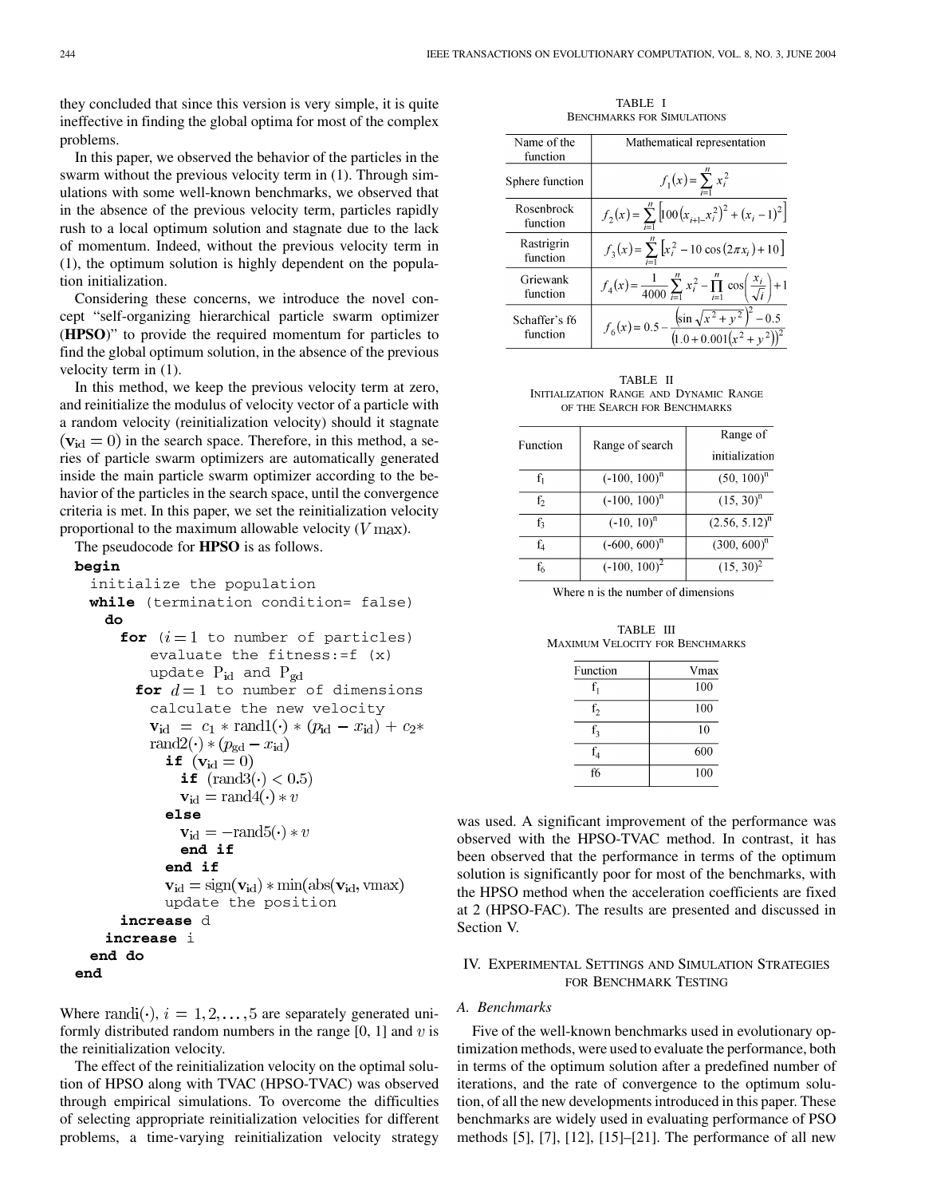they concluded that since this version is very simple, it is quite ineffective in finding the global optima for most of the complex problems.

In this paper, we observed the behavior of the particles in the swarm without the previous velocity term in (1). Through simulations with some well-known benchmarks, we observed that in the absence of the previous velocity term, particles rapidly rush to a local optimum solution and stagnate due to the lack of momentum. Indeed, without the previous velocity term in (1), the optimum solution is highly dependent on the population initialization.

Considering these concerns, we introduce the novel concept "self-organizing hierarchical particle swarm optimizer (**HPSO**)" to provide the required momentum for particles to find the global optimum solution, in the absence of the previous velocity term in (1).

In this method, we keep the previous velocity term at zero, and reinitialize the modulus of velocity vector of a particle with a random velocity (reinitialization velocity) should it stagnate $(\mathbf{v}_{\mathrm{id}} = 0)$ in the search space. Therefore, in this method, a series of particle swarm optimizers are automatically generated inside the main particle swarm optimizer according to the behavior of the particles in the search space, until the convergence criteria is met. In this paper, we set the reinitialization velocity proportional to the maximum allowable velocity ($V\max$).

The pseudocode for **HPSO** is as follows.

```
begin
  initialize the population
  while (termination condition= false)
   do
     for (i=1 to number of particles)
         evaluate the fitness:=f (x)
         update P_id and P_gd
       for d=1 to number of dimensions
         calculate the new velocity
         v_id = c1 * rand1(·) * (p_id − x_id) + c2*
         rand2(·) * (p_gd − x_id)
           if (v_id = 0)
             if (rand3(·) < 0.5)
             v_id = rand4(·) * v
           else
             v_id = −rand5(·) * v
             end if
           end if
           v_id = sign(v_id) * min(abs(v_id, vmax)
           update the position
     increase d
   increase i
  end do
end
```

Where $\mathrm{rand}i(\cdot)$, $i = 1, 2, \ldots, 5$ are separately generated uniformly distributed random numbers in the range [0, 1] and $v$ is the reinitialization velocity.

The effect of the reinitialization velocity on the optimal solution of HPSO along with TVAC (HPSO-TVAC) was observed through empirical simulations. To overcome the difficulties of selecting appropriate reinitialization velocities for different problems, a time-varying reinitialization velocity strategy was used. A significant improvement of the performance was observed with the HPSO-TVAC method. In contrast, it has been observed that the performance in terms of the optimum solution is significantly poor for most of the benchmarks, with the HPSO method when the acceleration coefficients are fixed at 2 (HPSO-FAC). The results are presented and discussed in Section V.

TABLE I
BENCHMARKS FOR SIMULATIONS

| Name of the function | Mathematical representation |
|---|---|
| Sphere function | $f_1(x) = \sum_{i=1}^{n} x_i^2$ |
| Rosenbrock function | $f_2(x) = \sum_{i=1}^{n} \left[100\left(x_{i+1} - x_i^2\right)^2 + (x_i - 1)^2\right]$ |
| Rastrigrin function | $f_3(x) = \sum_{i=1}^{n} \left[x_i^2 - 10\cos(2\pi x_i) + 10\right]$ |
| Griewank function | $f_4(x) = \frac{1}{4000}\sum_{i=1}^{n} x_i^2 - \prod_{i=1}^{n} \cos\left(\frac{x_i}{\sqrt{i}}\right) + 1$ |
| Schaffer's f6 function | $f_6(x) = 0.5 - \frac{\left(\sin\sqrt{x^2+y^2}\right)^2 - 0.5}{\left(1.0 + 0.001(x^2+y^2)\right)^2}$ |

TABLE II
INITIALIZATION RANGE AND DYNAMIC RANGE OF THE SEARCH FOR BENCHMARKS

| Function | Range of search | Range of initialization |
|---|---|---|
| $f_1$ | $(-100, 100)^n$ | $(50, 100)^n$ |
| $f_2$ | $(-100, 100)^n$ | $(15, 30)^n$ |
| $f_3$ | $(-10, 10)^n$ | $(2.56, 5.12)^n$ |
| $f_4$ | $(-600, 600)^n$ | $(300, 600)^n$ |
| $f_6$ | $(-100, 100)^2$ | $(15, 30)^2$ |

Where n is the number of dimensions

TABLE III
MAXIMUM VELOCITY FOR BENCHMARKS

| Function | Vmax |
|---|---|
| $f_1$ | 100 |
| $f_2$ | 100 |
| $f_3$ | 10 |
| $f_4$ | 600 |
| f6 | 100 |

## IV. EXPERIMENTAL SETTINGS AND SIMULATION STRATEGIES FOR BENCHMARK TESTING

### A. Benchmarks

Five of the well-known benchmarks used in evolutionary optimization methods, were used to evaluate the performance, both in terms of the optimum solution after a predefined number of iterations, and the rate of convergence to the optimum solution, of all the new developments introduced in this paper. These benchmarks are widely used in evaluating performance of PSO methods [5], [7], [12], [15]–[21]. The performance of all new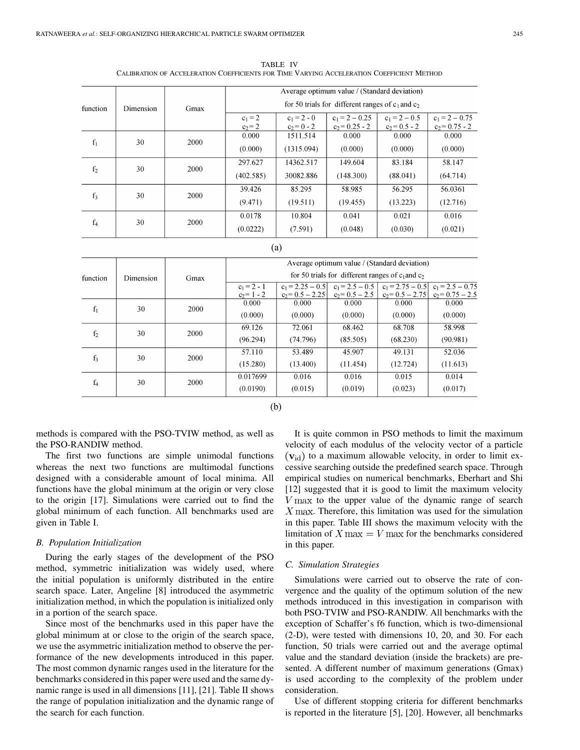TABLE IV
CALIBRATION OF ACCELERATION COEFFICIENTS FOR TIME VARYING ACCELERATION COEFFICIENT METHOD

| function | Dimension | Gmax | Average optimum value / (Standard deviation) for 50 trials for different ranges of $c_1$ and $c_2$ | | | | |
|---|---|---|---|---|---|---|---|
| | | | $c_1 = 2$ $c_2 = 2$ | $c_1 = 2 - 0$ $c_2 = 0 - 2$ | $c_1 = 2 - 0.25$ $c_2 = 0.25 - 2$ | $c_1 = 2 - 0.5$ $c_2 = 0.5 - 2$ | $c_1 = 2 - 0.75$ $c_2 = 0.75 - 2$ |
| $f_1$ | 30 | 2000 | 0.000 (0.000) | 1511.514 (1315.094) | 0.000 (0.000) | 0.000 (0.000) | 0.000 (0.000) |
| $f_2$ | 30 | 2000 | 297.627 (402.585) | 14362.517 30082.886 | 149.604 (148.300) | 83.184 (88.041) | 58.147 (64.714) |
| $f_3$ | 30 | 2000 | 39.426 (9.471) | 85.295 (19.511) | 58.985 (19.455) | 56.295 (13.223) | 56.0361 (12.716) |
| $f_4$ | 30 | 2000 | 0.0178 (0.0222) | 10.804 (7.591) | 0.041 (0.048) | 0.021 (0.030) | 0.016 (0.021) |

(a)

| function | Dimension | Gmax | Average optimum value / (Standard deviation) for 50 trials for different ranges of $c_1$ and $c_2$ | | | | |
|---|---|---|---|---|---|---|---|
| | | | $c_1 = 2 - 1$ $c_2 = 1 - 2$ | $c_1 = 2.25 - 0.5$ $c_2 = 0.5 - 2.25$ | $c_1 = 2.5 - 0.5$ $c_2 = 0.5 - 2.5$ | $c_1 = 2.75 - 0.5$ $c_2 = 0.5 - 2.75$ | $c_1 = 2.5 - 0.75$ $c_2 = 0.75 - 2.5$ |
| $f_1$ | 30 | 2000 | 0.000 (0.000) | 0.000 (0.000) | 0.000 (0.000) | 0.000 (0.000) | 0.000 (0.000) |
| $f_2$ | 30 | 2000 | 69.126 (96.294) | 72.061 (74.796) | 68.462 (85.505) | 68.708 (68.230) | 58.998 (90.981) |
| $f_3$ | 30 | 2000 | 57.110 (15.280) | 53.489 (13.400) | 45.907 (11.454) | 49.131 (12.724) | 52.036 (11.613) |
| $f_4$ | 30 | 2000 | 0.017699 (0.0190) | 0.016 (0.015) | 0.016 (0.019) | 0.015 (0.023) | 0.014 (0.017) |

(b)

methods is compared with the PSO-TVIW method, as well as the PSO-RANDIW method.

The first two functions are simple unimodal functions whereas the next two functions are multimodal functions designed with a considerable amount of local minima. All functions have the global minimum at the origin or very close to the origin [17]. Simulations were carried out to find the global minimum of each function. All benchmarks used are given in Table I.

### B. Population Initialization

During the early stages of the development of the PSO method, symmetric initialization was widely used, where the initial population is uniformly distributed in the entire search space. Later, Angeline [8] introduced the asymmetric initialization method, in which the population is initialized only in a portion of the search space.

Since most of the benchmarks used in this paper have the global minimum at or close to the origin of the search space, we use the asymmetric initialization method to observe the performance of the new developments introduced in this paper. The most common dynamic ranges used in the literature for the benchmarks considered in this paper were used and the same dynamic range is used in all dimensions [11], [21]. Table II shows the range of population initialization and the dynamic range of the search for each function.

It is quite common in PSO methods to limit the maximum velocity of each modulus of the velocity vector of a particle $(\mathbf{v}_{\mathrm{id}})$ to a maximum allowable velocity, in order to limit excessive searching outside the predefined search space. Through empirical studies on numerical benchmarks, Eberhart and Shi [12] suggested that it is good to limit the maximum velocity $V\max$ to the upper value of the dynamic range of search $X\max$. Therefore, this limitation was used for the simulation in this paper. Table III shows the maximum velocity with the limitation of $X\max = V\max$ for the benchmarks considered in this paper.

### C. Simulation Strategies

Simulations were carried out to observe the rate of convergence and the quality of the optimum solution of the new methods introduced in this investigation in comparison with both PSO-TVIW and PSO-RANDIW. All benchmarks with the exception of Schaffer's f6 function, which is two-dimensional (2-D), were tested with dimensions 10, 20, and 30. For each function, 50 trials were carried out and the average optimal value and the standard deviation (inside the brackets) are presented. A different number of maximum generations (Gmax) is used according to the complexity of the problem under consideration.

Use of different stopping criteria for different benchmarks is reported in the literature [5], [20]. However, all benchmarks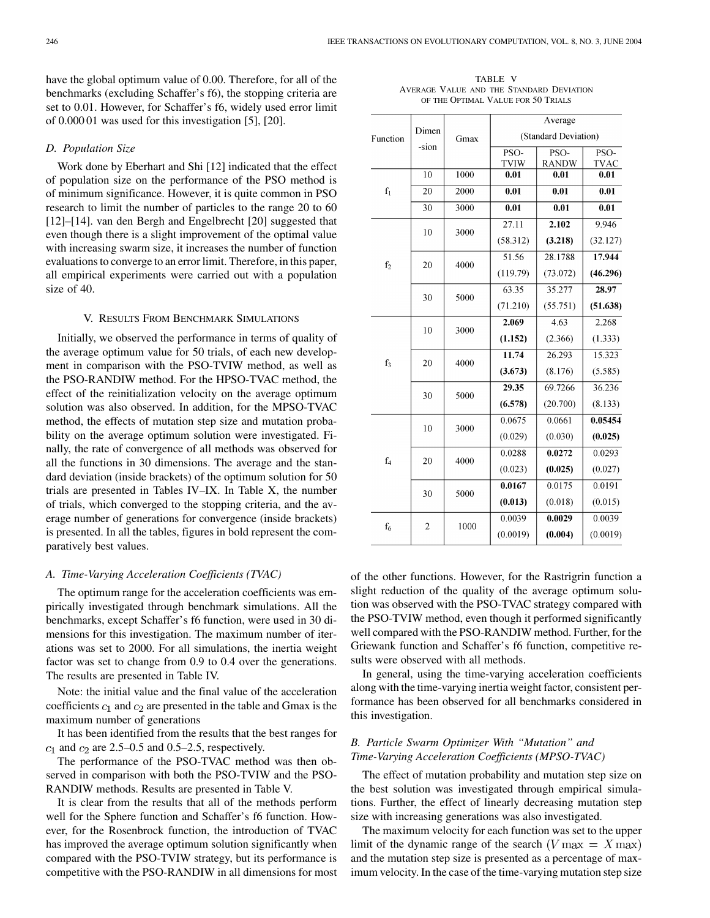have the global optimum value of 0.00. Therefore, for all of the benchmarks (excluding Schaffer's f6), the stopping criteria are set to 0.01. However, for Schaffer's f6, widely used error limit of 0.000 01 was used for this investigation [5], [20].

### D. Population Size

Work done by Eberhart and Shi [12] indicated that the effect of population size on the performance of the PSO method is of minimum significance. However, it is quite common in PSO research to limit the number of particles to the range 20 to 60 [12]–[14]. van den Bergh and Engelbrecht [20] suggested that even though there is a slight improvement of the optimal value with increasing swarm size, it increases the number of function evaluations to converge to an error limit. Therefore, in this paper, all empirical experiments were carried out with a population size of 40.

## V. Results From Benchmark Simulations

Initially, we observed the performance in terms of quality of the average optimum value for 50 trials, of each new development in comparison with the PSO-TVIW method, as well as the PSO-RANDIW method. For the HPSO-TVAC method, the effect of the reinitialization velocity on the average optimum solution was also observed. In addition, for the MPSO-TVAC method, the effects of mutation step size and mutation probability on the average optimum solution were investigated. Finally, the rate of convergence of all methods was observed for all the functions in 30 dimensions. The average and the standard deviation (inside brackets) of the optimum solution for 50 trials are presented in Tables IV–IX. In Table X, the number of trials, which converged to the stopping criteria, and the average number of generations for convergence (inside brackets) is presented. In all the tables, figures in bold represent the comparatively best values.

### A. Time-Varying Acceleration Coefficients (TVAC)

The optimum range for the acceleration coefficients was empirically investigated through benchmark simulations. All the benchmarks, except Schaffer's f6 function, were used in 30 dimensions for this investigation. The maximum number of iterations was set to 2000. For all simulations, the inertia weight factor was set to change from 0.9 to 0.4 over the generations. The results are presented in Table IV.

Note: the initial value and the final value of the acceleration coefficients $c_1$ and $c_2$ are presented in the table and Gmax is the maximum number of generations

It has been identified from the results that the best ranges for $c_1$ and $c_2$ are 2.5–0.5 and 0.5–2.5, respectively.

The performance of the PSO-TVAC method was then observed in comparison with both the PSO-TVIW and the PSO-RANDIW methods. Results are presented in Table V.

It is clear from the results that all of the methods perform well for the Sphere function and Schaffer's f6 function. However, for the Rosenbrock function, the introduction of TVAC has improved the average optimum solution significantly when compared with the PSO-TVIW strategy, but its performance is competitive with the PSO-RANDIW in all dimensions for most of the other functions. However, for the Rastrigrin function a slight reduction of the quality of the average optimum solution was observed with the PSO-TVAC strategy compared with the PSO-TVIW method, even though it performed significantly well compared with the PSO-RANDIW method. Further, for the Griewank function and Schaffer's f6 function, competitive results were observed with all methods.

In general, using the time-varying acceleration coefficients along with the time-varying inertia weight factor, consistent performance has been observed for all benchmarks considered in this investigation.

TABLE V
Average Value and the Standard Deviation of the Optimal Value for 50 Trials

| Function | Dimension | Gmax | Average (Standard Deviation) | | |
|---|---|---|---|---|---|
| | | | PSO-TVIW | PSO-RANDW | PSO-TVAC |
| $f_1$ | 10 | 1000 | **0.01** | **0.01** | **0.01** |
| | 20 | 2000 | **0.01** | **0.01** | **0.01** |
| | 30 | 3000 | **0.01** | **0.01** | **0.01** |
| $f_2$ | 10 | 3000 | 27.11 (58.312) | **2.102 (3.218)** | 9.946 (32.127) |
| | 20 | 4000 | 51.56 (119.79) | 28.1788 (73.072) | **17.944 (46.296)** |
| | 30 | 5000 | 63.35 (71.210) | 35.277 (55.751) | **28.97 (51.638)** |
| $f_3$ | 10 | 3000 | **2.069 (1.152)** | 4.63 (2.366) | 2.268 (1.333) |
| | 20 | 4000 | **11.74 (3.673)** | 26.293 (8.176) | 15.323 (5.585) |
| | 30 | 5000 | **29.35 (6.578)** | 69.7266 (20.700) | 36.236 (8.133) |
| $f_4$ | 10 | 3000 | 0.0675 (0.029) | 0.0661 (0.030) | **0.05454 (0.025)** |
| | 20 | 4000 | 0.0288 (0.023) | **0.0272 (0.025)** | 0.0293 (0.027) |
| | 30 | 5000 | **0.0167 (0.013)** | 0.0175 (0.018) | 0.0191 (0.015) |
| $f_6$ | 2 | 1000 | 0.0039 (0.0019) | **0.0029 (0.004)** | 0.0039 (0.0019) |

### B. Particle Swarm Optimizer With "Mutation" and Time-Varying Acceleration Coefficients (MPSO-TVAC)

The effect of mutation probability and mutation step size on the best solution was investigated through empirical simulations. Further, the effect of linearly decreasing mutation step size with increasing generations was also investigated.

The maximum velocity for each function was set to the upper limit of the dynamic range of the search $(V\max = X\max)$ and the mutation step size is presented as a percentage of maximum velocity. In the case of the time-varying mutation step size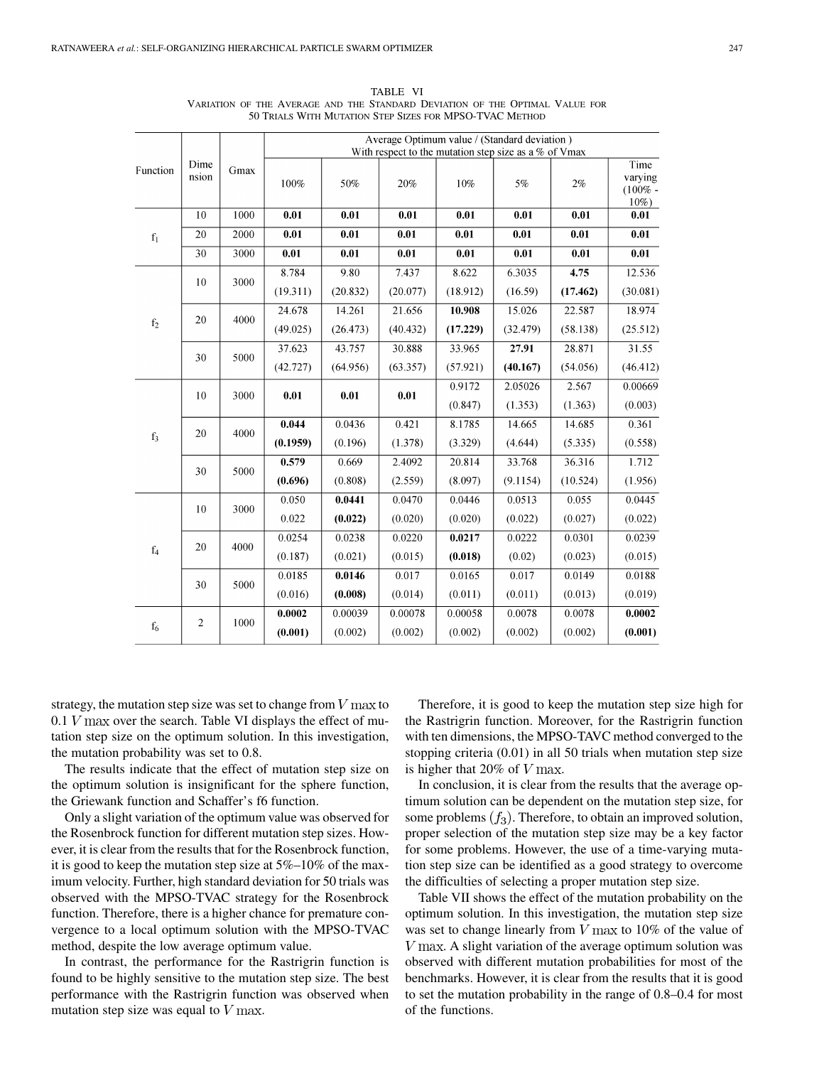TABLE VI
VARIATION OF THE AVERAGE AND THE STANDARD DEVIATION OF THE OPTIMAL VALUE FOR 50 TRIALS WITH MUTATION STEP SIZES FOR MPSO-TVAC METHOD

| Function | Dimension | Gmax | Average Optimum value / (Standard deviation ) With respect to the mutation step size as a % of Vmax | | | | | | |
|---|---|---|---|---|---|---|---|---|---|
| | | | 100% | 50% | 20% | 10% | 5% | 2% | Time varying (100% - 10%) |
| $f_1$ | 10 | 1000 | **0.01** | **0.01** | **0.01** | **0.01** | **0.01** | **0.01** | **0.01** |
| | 20 | 2000 | **0.01** | **0.01** | **0.01** | **0.01** | **0.01** | **0.01** | **0.01** |
| | 30 | 3000 | **0.01** | **0.01** | **0.01** | **0.01** | **0.01** | **0.01** | **0.01** |
| $f_2$ | 10 | 3000 | 8.784 (19.311) | 9.80 (20.832) | 7.437 (20.077) | 8.622 (18.912) | 6.3035 (16.59) | **4.75 (17.462)** | 12.536 (30.081) |
| | 20 | 4000 | 24.678 (49.025) | 14.261 (26.473) | 21.656 (40.432) | **10.908 (17.229)** | 15.026 (32.479) | 22.587 (58.138) | 18.974 (25.512) |
| | 30 | 5000 | 37.623 (42.727) | 43.757 (64.956) | 30.888 (63.357) | 33.965 (57.921) | **27.91 (40.167)** | 28.871 (54.056) | 31.55 (46.412) |
| $f_3$ | 10 | 3000 | **0.01** | **0.01** | **0.01** | 0.9172 (0.847) | 2.05026 (1.353) | 2.567 (1.363) | 0.00669 (0.003) |
| | 20 | 4000 | **0.044 (0.1959)** | 0.0436 (0.196) | 0.421 (1.378) | 8.1785 (3.329) | 14.665 (4.644) | 14.685 (5.335) | 0.361 (0.558) |
| | 30 | 5000 | **0.579 (0.696)** | 0.669 (0.808) | 2.4092 (2.559) | 20.814 (8.097) | 33.768 (9.1154) | 36.316 (10.524) | 1.712 (1.956) |
| $f_4$ | 10 | 3000 | 0.050 0.022 | **0.0441 (0.022)** | 0.0470 (0.020) | 0.0446 (0.020) | 0.0513 (0.022) | 0.055 (0.027) | 0.0445 (0.022) |
| | 20 | 4000 | 0.0254 (0.187) | 0.0238 (0.021) | 0.0220 (0.015) | **0.0217 (0.018)** | 0.0222 (0.02) | 0.0301 (0.023) | 0.0239 (0.015) |
| | 30 | 5000 | 0.0185 (0.016) | **0.0146 (0.008)** | 0.017 (0.014) | 0.0165 (0.011) | 0.017 (0.011) | 0.0149 (0.013) | 0.0188 (0.019) |
| $f_6$ | 2 | 1000 | **0.0002 (0.001)** | 0.00039 (0.002) | 0.00078 (0.002) | 0.00058 (0.002) | 0.0078 (0.002) | 0.0078 (0.002) | **0.0002 (0.001)** |

strategy, the mutation step size was set to change from $V\max$ to $0.1\,V\max$ over the search. Table VI displays the effect of mutation step size on the optimum solution. In this investigation, the mutation probability was set to 0.8.

The results indicate that the effect of mutation step size on the optimum solution is insignificant for the sphere function, the Griewank function and Schaffer's f6 function.

Only a slight variation of the optimum value was observed for the Rosenbrock function for different mutation step sizes. However, it is clear from the results that for the Rosenbrock function, it is good to keep the mutation step size at 5%–10% of the maximum velocity. Further, high standard deviation for 50 trials was observed with the MPSO-TVAC strategy for the Rosenbrock function. Therefore, there is a higher chance for premature convergence to a local optimum solution with the MPSO-TVAC method, despite the low average optimum value.

In contrast, the performance for the Rastrigrin function is found to be highly sensitive to the mutation step size. The best performance with the Rastrigrin function was observed when mutation step size was equal to $V\max$.

Therefore, it is good to keep the mutation step size high for the Rastrigrin function. Moreover, for the Rastrigrin function with ten dimensions, the MPSO-TAVC method converged to the stopping criteria (0.01) in all 50 trials when mutation step size is higher that 20% of $V\max$.

In conclusion, it is clear from the results that the average optimum solution can be dependent on the mutation step size, for some problems $(f_3)$. Therefore, to obtain an improved solution, proper selection of the mutation step size may be a key factor for some problems. However, the use of a time-varying mutation step size can be identified as a good strategy to overcome the difficulties of selecting a proper mutation step size.

Table VII shows the effect of the mutation probability on the optimum solution. In this investigation, the mutation step size was set to change linearly from $V\max$ to 10% of the value of $V\max$. A slight variation of the average optimum solution was observed with different mutation probabilities for most of the benchmarks. However, it is clear from the results that it is good to set the mutation probability in the range of 0.8–0.4 for most of the functions.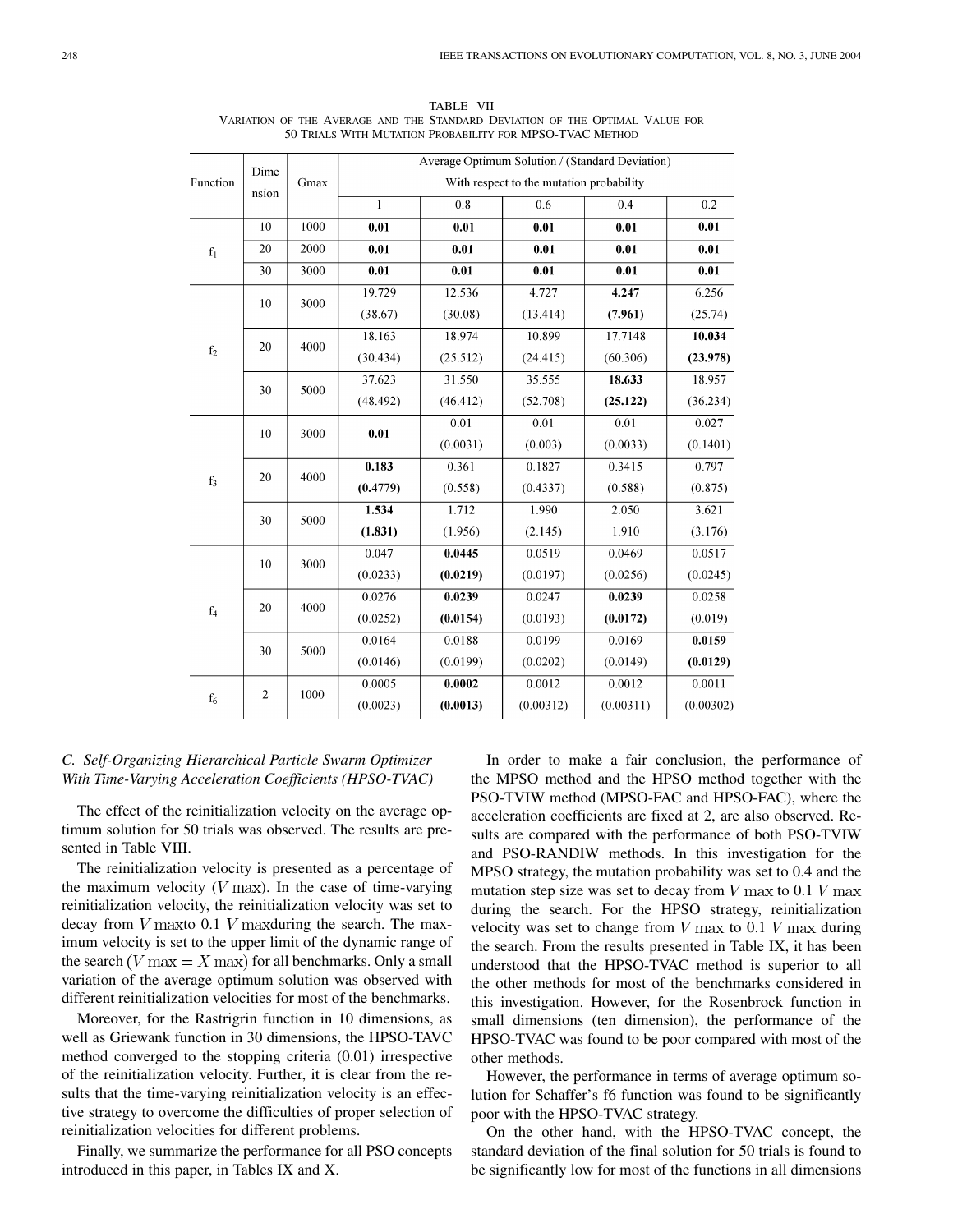TABLE VII
VARIATION OF THE AVERAGE AND THE STANDARD DEVIATION OF THE OPTIMAL VALUE FOR 50 TRIALS WITH MUTATION PROBABILITY FOR MPSO-TVAC METHOD

| Function | Dimension | Gmax | Average Optimum Solution / (Standard Deviation) With respect to the mutation probability | | | | |
|---|---|---|---|---|---|---|---|
| | | | 1 | 0.8 | 0.6 | 0.4 | 0.2 |
| $f_1$ | 10 | 1000 | **0.01** | **0.01** | **0.01** | **0.01** | **0.01** |
| | 20 | 2000 | **0.01** | **0.01** | **0.01** | **0.01** | **0.01** |
| | 30 | 3000 | **0.01** | **0.01** | **0.01** | **0.01** | **0.01** |
| $f_2$ | 10 | 3000 | 19.729 (38.67) | 12.536 (30.08) | 4.727 (13.414) | **4.247 (7.961)** | 6.256 (25.74) |
| | 20 | 4000 | 18.163 (30.434) | 18.974 (25.512) | 10.899 (24.415) | 17.7148 (60.306) | **10.034 (23.978)** |
| | 30 | 5000 | 37.623 (48.492) | 31.550 (46.412) | 35.555 (52.708) | **18.633 (25.122)** | 18.957 (36.234) |
| $f_3$ | 10 | 3000 | **0.01** | 0.01 (0.0031) | 0.01 (0.003) | 0.01 (0.0033) | 0.027 (0.1401) |
| | 20 | 4000 | **0.183 (0.4779)** | 0.361 (0.558) | 0.1827 (0.4337) | 0.3415 (0.588) | 0.797 (0.875) |
| | 30 | 5000 | **1.534 (1.831)** | 1.712 (1.956) | 1.990 (2.145) | 2.050 1.910 | 3.621 (3.176) |
| $f_4$ | 10 | 3000 | 0.047 (0.0233) | **0.0445 (0.0219)** | 0.0519 (0.0197) | 0.0469 (0.0256) | 0.0517 (0.0245) |
| | 20 | 4000 | 0.0276 (0.0252) | **0.0239 (0.0154)** | 0.0247 (0.0193) | **0.0239 (0.0172)** | 0.0258 (0.019) |
| | 30 | 5000 | 0.0164 (0.0146) | 0.0188 (0.0199) | 0.0199 (0.0202) | 0.0169 (0.0149) | **0.0159 (0.0129)** |
| $f_6$ | 2 | 1000 | 0.0005 (0.0023) | **0.0002 (0.0013)** | 0.0012 (0.00312) | 0.0012 (0.00311) | 0.0011 (0.00302) |

### *C. Self-Organizing Hierarchical Particle Swarm Optimizer With Time-Varying Acceleration Coefficients (HPSO-TVAC)*

The effect of the reinitialization velocity on the average optimum solution for 50 trials was observed. The results are presented in Table VIII.

The reinitialization velocity is presented as a percentage of the maximum velocity ($V\max$). In the case of time-varying reinitialization velocity, the reinitialization velocity was set to decay from $V\max$to 0.1 $V\max$during the search. The maximum velocity is set to the upper limit of the dynamic range of the search ($V\max = X\max$) for all benchmarks. Only a small variation of the average optimum solution was observed with different reinitialization velocities for most of the benchmarks.

Moreover, for the Rastrigrin function in 10 dimensions, as well as Griewank function in 30 dimensions, the HPSO-TAVC method converged to the stopping criteria (0.01) irrespective of the reinitialization velocity. Further, it is clear from the results that the time-varying reinitialization velocity is an effective strategy to overcome the difficulties of proper selection of reinitialization velocities for different problems.

Finally, we summarize the performance for all PSO concepts introduced in this paper, in Tables IX and X.

In order to make a fair conclusion, the performance of the MPSO method and the HPSO method together with the PSO-TVIW method (MPSO-FAC and HPSO-FAC), where the acceleration coefficients are fixed at 2, are also observed. Results are compared with the performance of both PSO-TVIW and PSO-RANDIW methods. In this investigation for the MPSO strategy, the mutation probability was set to 0.4 and the mutation step size was set to decay from $V\max$ to 0.1 $V\max$ during the search. For the HPSO strategy, reinitialization velocity was set to change from $V\max$ to 0.1 $V\max$ during the search. From the results presented in Table IX, it has been understood that the HPSO-TVAC method is superior to all the other methods for most of the benchmarks considered in this investigation. However, for the Rosenbrock function in small dimensions (ten dimension), the performance of the HPSO-TVAC was found to be poor compared with most of the other methods.

However, the performance in terms of average optimum solution for Schaffer's f6 function was found to be significantly poor with the HPSO-TVAC strategy.

On the other hand, with the HPSO-TVAC concept, the standard deviation of the final solution for 50 trials is found to be significantly low for most of the functions in all dimensions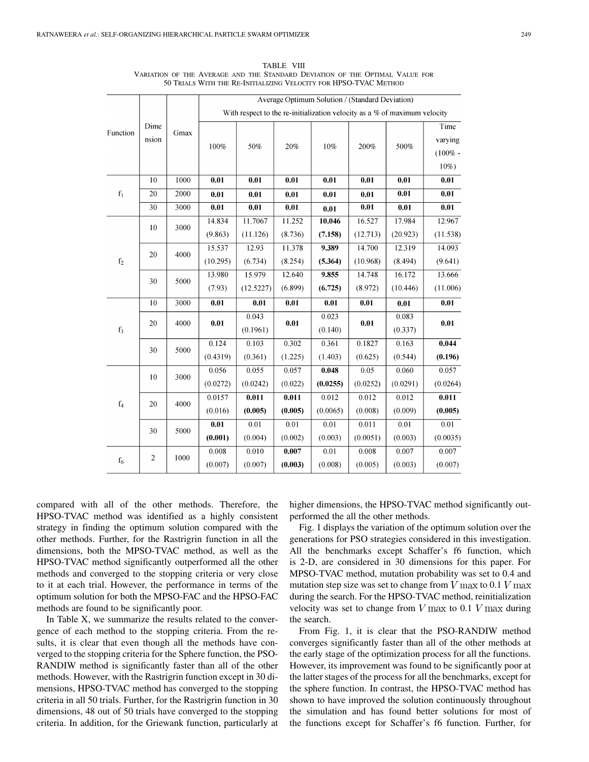TABLE VIII
VARIATION OF THE AVERAGE AND THE STANDARD DEVIATION OF THE OPTIMAL VALUE FOR 50 TRIALS WITH THE RE-INITIALIZING VELOCITY FOR HPSO-TVAC METHOD

| Function | Dimension | Gmax | Average Optimum Solution / (Standard Deviation) With respect to the re-initialization velocity as a % of maximum velocity | | | | | | |
|---|---|---|---|---|---|---|---|---|---|
| | | | 100% | 50% | 20% | 10% | 200% | 500% | Time varying (100% - 10%) |
| $f_1$ | 10 | 1000 | **0.01** | **0.01** | **0.01** | **0.01** | **0.01** | **0.01** | **0.01** |
| | 20 | 2000 | **0.01** | **0.01** | **0.01** | **0.01** | **0.01** | **0.01** | **0.01** |
| | 30 | 3000 | **0.01** | **0.01** | **0.01** | **0.01** | **0.01** | **0.01** | **0.01** |
| $f_2$ | 10 | 3000 | 14.834 (9.863) | 11.7067 (11.126) | 11.252 (8.736) | **10.046 (7.158)** | 16.527 (12.713) | 17.984 (20.923) | 12.967 (11.538) |
| | 20 | 4000 | 15.537 (10.295) | 12.93 (6.734) | 11.378 (8.254) | **9.389 (5.364)** | 14.700 (10.968) | 12.319 (8.494) | 14.093 (9.641) |
| | 30 | 5000 | 13.980 (7.93) | 15.979 (12.5227) | 12.640 (6.899) | **9.855 (6.725)** | 14.748 (8.972) | 16.172 (10.446) | 13.666 (11.006) |
| $f_3$ | 10 | 3000 | **0.01** | **0.01** | **0.01** | **0.01** | **0.01** | **0.01** | **0.01** |
| | 20 | 4000 | **0.01** | 0.043 (0.1961) | **0.01** | 0.023 (0.140) | **0.01** | 0.083 (0.337) | **0.01** |
| | 30 | 5000 | 0.124 (0.4319) | 0.103 (0.361) | 0.302 (1.225) | 0.361 (1.403) | 0.1827 (0.625) | 0.163 (0.544) | **0.044 (0.196)** |
| $f_4$ | 10 | 3000 | 0.056 (0.0272) | 0.055 (0.0242) | 0.057 (0.022) | **0.048 (0.0255)** | 0.05 (0.0252) | 0.060 (0.0291) | 0.057 (0.0264) |
| | 20 | 4000 | 0.0157 (0.016) | **0.011 (0.005)** | **0.011 (0.005)** | 0.012 (0.0065) | 0.012 (0.008) | 0.012 (0.009) | **0.011 (0.005)** |
| | 30 | 5000 | **0.01 (0.001)** | 0.01 (0.004) | 0.01 (0.002) | 0.01 (0.003) | 0.011 (0.0051) | 0.01 (0.003) | 0.01 (0.0035) |
| $f_6$ | 2 | 1000 | 0.008 (0.007) | 0.010 (0.007) | **0.007 (0.003)** | 0.01 (0.008) | 0.008 (0.005) | 0.007 (0.003) | 0.007 (0.007) |

compared with all of the other methods. Therefore, the HPSO-TVAC method was identified as a highly consistent strategy in finding the optimum solution compared with the other methods. Further, for the Rastrigrin function in all the dimensions, both the MPSO-TVAC method, as well as the HPSO-TVAC method significantly outperformed all the other methods and converged to the stopping criteria or very close to it at each trial. However, the performance in terms of the optimum solution for both the MPSO-FAC and the HPSO-FAC methods are found to be significantly poor.

In Table X, we summarize the results related to the convergence of each method to the stopping criteria. From the results, it is clear that even though all the methods have converged to the stopping criteria for the Sphere function, the PSO-RANDIW method is significantly faster than all of the other methods. However, with the Rastrigrin function except in 30 dimensions, HPSO-TVAC method has converged to the stopping criteria in all 50 trials. Further, for the Rastrigrin function in 30 dimensions, 48 out of 50 trials have converged to the stopping criteria. In addition, for the Griewank function, particularly at higher dimensions, the HPSO-TVAC method significantly outperformed the all the other methods.

Fig. 1 displays the variation of the optimum solution over the generations for PSO strategies considered in this investigation. All the benchmarks except Schaffer's f6 function, which is 2-D, are considered in 30 dimensions for this paper. For MPSO-TVAC method, mutation probability was set to 0.4 and mutation step size was set to change from $V\max$ to 0.1 $V\max$ during the search. For the HPSO-TVAC method, reinitialization velocity was set to change from $V\max$ to 0.1 $V\max$ during the search.

From Fig. 1, it is clear that the PSO-RANDIW method converges significantly faster than all of the other methods at the early stage of the optimization process for all the functions. However, its improvement was found to be significantly poor at the latter stages of the process for all the benchmarks, except for the sphere function. In contrast, the HPSO-TVAC method has shown to have improved the solution continuously throughout the simulation and has found better solutions for most of the functions except for Schaffer's f6 function. Further, for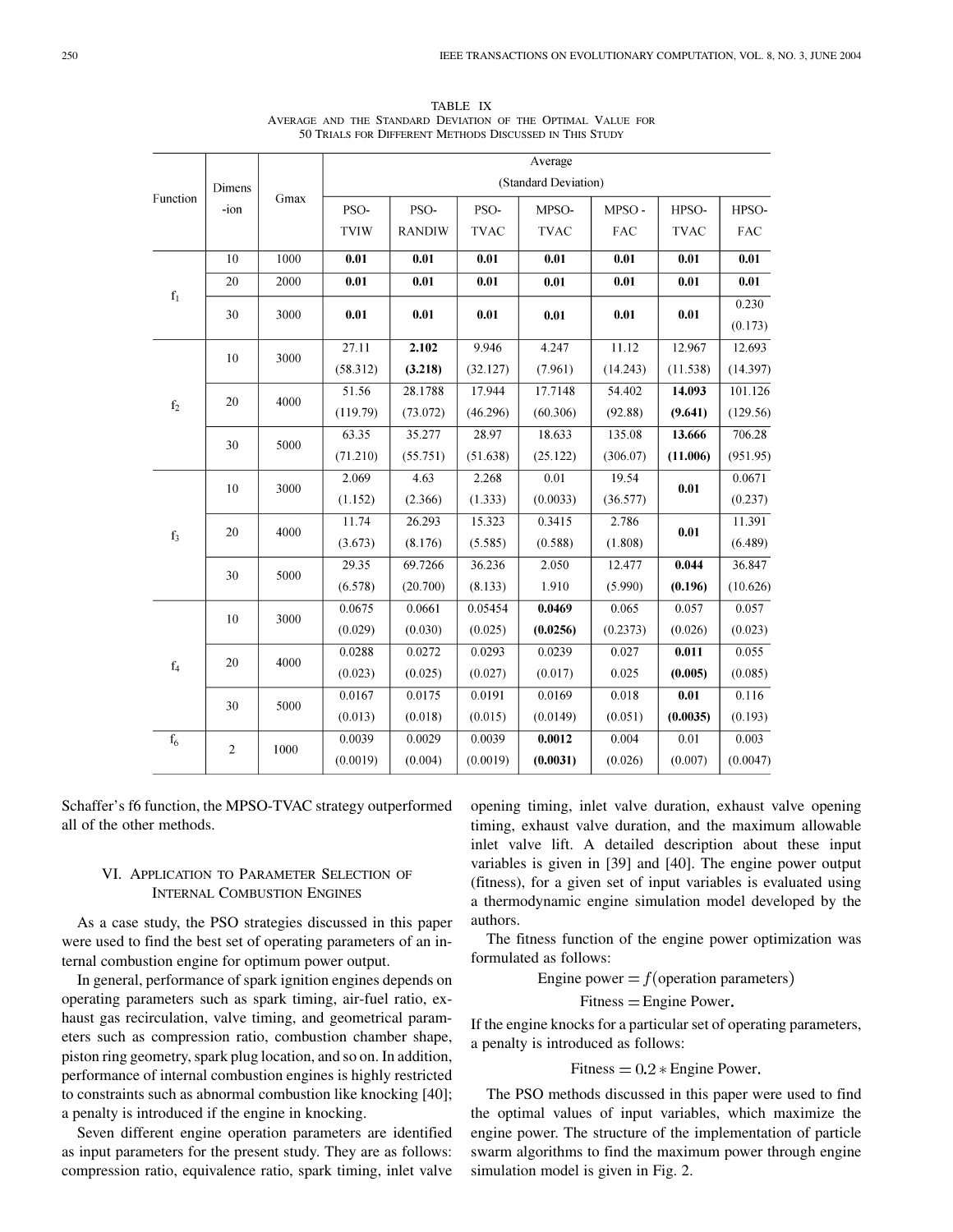TABLE IX
AVERAGE AND THE STANDARD DEVIATION OF THE OPTIMAL VALUE FOR 50 TRIALS FOR DIFFERENT METHODS DISCUSSED IN THIS STUDY

| Function | Dimension | Gmax | Average (Standard Deviation) | | | | | | |
|---|---|---|---|---|---|---|---|---|---|
| | | | PSO-TVIW | PSO-RANDIW | PSO-TVAC | MPSO-TVAC | MPSO-FAC | HPSO-TVAC | HPSO-FAC |
| $f_1$ | 10 | 1000 | **0.01** | **0.01** | **0.01** | **0.01** | **0.01** | **0.01** | **0.01** |
| | 20 | 2000 | **0.01** | **0.01** | **0.01** | **0.01** | **0.01** | **0.01** | **0.01** |
| | 30 | 3000 | **0.01** | **0.01** | **0.01** | **0.01** | **0.01** | **0.01** | 0.230 (0.173) |
| $f_2$ | 10 | 3000 | 27.11 (58.312) | **2.102 (3.218)** | 9.946 (32.127) | 4.247 (7.961) | 11.12 (14.243) | 12.967 (11.538) | 12.693 (14.397) |
| | 20 | 4000 | 51.56 (119.79) | 28.1788 (73.072) | 17.944 (46.296) | 17.7148 (60.306) | 54.402 (92.88) | **14.093 (9.641)** | 101.126 (129.56) |
| | 30 | 5000 | 63.35 (71.210) | 35.277 (55.751) | 28.97 (51.638) | 18.633 (25.122) | 135.08 (306.07) | **13.666 (11.006)** | 706.28 (951.95) |
| $f_3$ | 10 | 3000 | 2.069 (1.152) | 4.63 (2.366) | 2.268 (1.333) | 0.01 (0.0033) | 19.54 (36.577) | **0.01** | 0.0671 (0.237) |
| | 20 | 4000 | 11.74 (3.673) | 26.293 (8.176) | 15.323 (5.585) | 0.3415 (0.588) | 2.786 (1.808) | **0.01** | 11.391 (6.489) |
| | 30 | 5000 | 29.35 (6.578) | 69.7266 (20.700) | 36.236 (8.133) | 2.050 1.910 | 12.477 (5.990) | **0.044 (0.196)** | 36.847 (10.626) |
| $f_4$ | 10 | 3000 | 0.0675 (0.029) | 0.0661 (0.030) | 0.05454 (0.025) | **0.0469 (0.0256)** | 0.065 (0.2373) | 0.057 (0.026) | 0.057 (0.023) |
| | 20 | 4000 | 0.0288 (0.023) | 0.0272 (0.025) | 0.0293 (0.027) | 0.0239 (0.017) | 0.027 0.025 | **0.011 (0.005)** | 0.055 (0.085) |
| | 30 | 5000 | 0.0167 (0.013) | 0.0175 (0.018) | 0.0191 (0.015) | 0.0169 (0.0149) | 0.018 (0.051) | **0.01 (0.0035)** | 0.116 (0.193) |
| $f_6$ | 2 | 1000 | 0.0039 (0.0019) | 0.0029 (0.004) | 0.0039 (0.0019) | **0.0012 (0.0031)** | 0.004 (0.026) | 0.01 (0.007) | 0.003 (0.0047) |

Schaffer's f6 function, the MPSO-TVAC strategy outperformed all of the other methods.

## VI. Application to Parameter Selection of Internal Combustion Engines

As a case study, the PSO strategies discussed in this paper were used to find the best set of operating parameters of an internal combustion engine for optimum power output.

In general, performance of spark ignition engines depends on operating parameters such as spark timing, air-fuel ratio, exhaust gas recirculation, valve timing, and geometrical parameters such as compression ratio, combustion chamber shape, piston ring geometry, spark plug location, and so on. In addition, performance of internal combustion engines is highly restricted to constraints such as abnormal combustion like knocking [40]; a penalty is introduced if the engine in knocking.

Seven different engine operation parameters are identified as input parameters for the present study. They are as follows: compression ratio, equivalence ratio, spark timing, inlet valve opening timing, inlet valve duration, exhaust valve opening timing, exhaust valve duration, and the maximum allowable inlet valve lift. A detailed description about these input variables is given in [39] and [40]. The engine power output (fitness), for a given set of input variables is evaluated using a thermodynamic engine simulation model developed by the authors.

The fitness function of the engine power optimization was formulated as follows:

$$\text{Engine power} = f(\text{operation parameters})$$

$$\text{Fitness} = \text{Engine Power}.$$

If the engine knocks for a particular set of operating parameters, a penalty is introduced as follows:

$$\text{Fitness} = 0.2 * \text{Engine Power}.$$

The PSO methods discussed in this paper were used to find the optimal values of input variables, which maximize the engine power. The structure of the implementation of particle swarm algorithms to find the maximum power through engine simulation model is given in Fig. 2.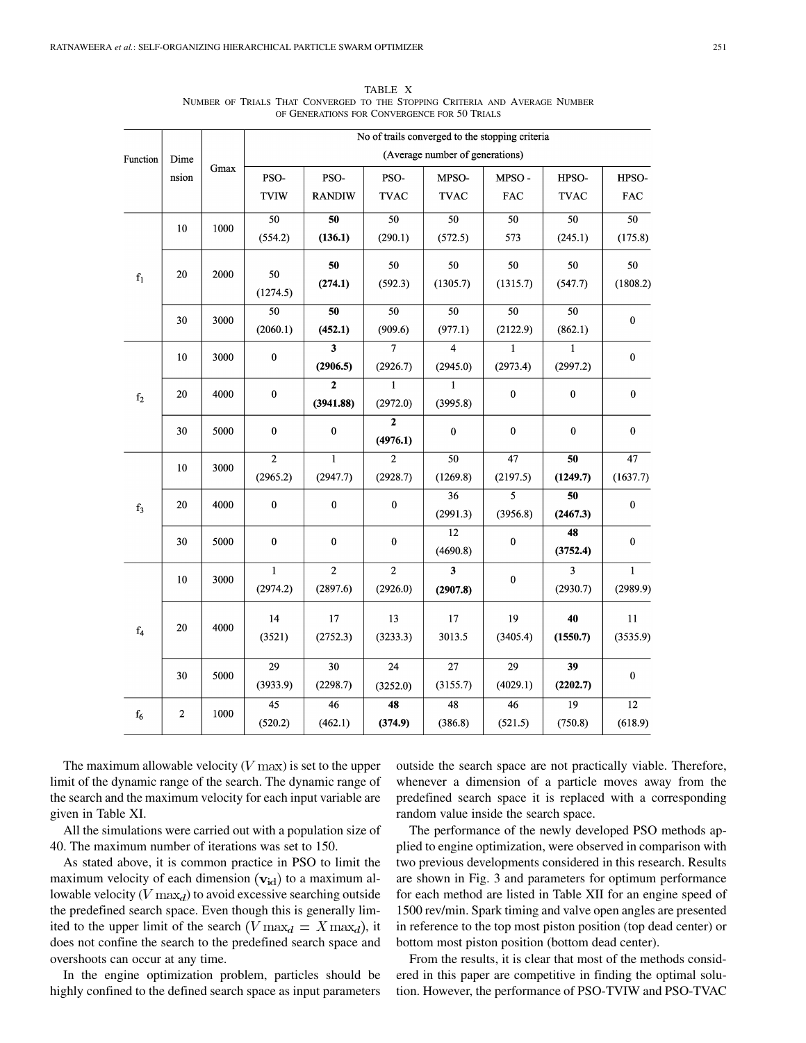TABLE X
NUMBER OF TRIALS THAT CONVERGED TO THE STOPPING CRITERIA AND AVERAGE NUMBER OF GENERATIONS FOR CONVERGENCE FOR 50 TRIALS

| Function | Dimension | Gmax | No of trails converged to the stopping criteria (Average number of generations) | | | | | | |
|---|---|---|---|---|---|---|---|---|---|
| | | | PSO-TVIW | PSO-RANDIW | PSO-TVAC | MPSO-TVAC | MPSO-FAC | HPSO-TVAC | HPSO-FAC |
| $f_1$ | 10 | 1000 | 50 (554.2) | **50 (136.1)** | 50 (290.1) | 50 (572.5) | 50 573 | 50 (245.1) | 50 (175.8) |
| | 20 | 2000 | 50 (1274.5) | **50 (274.1)** | 50 (592.3) | 50 (1305.7) | 50 (1315.7) | 50 (547.7) | 50 (1808.2) |
| | 30 | 3000 | 50 (2060.1) | **50 (452.1)** | 50 (909.6) | 50 (977.1) | 50 (2122.9) | 50 (862.1) | 0 |
| $f_2$ | 10 | 3000 | 0 | **3 (2906.5)** | 7 (2926.7) | 4 (2945.0) | 1 (2973.4) | 1 (2997.2) | 0 |
| | 20 | 4000 | 0 | **2 (3941.88)** | 1 (2972.0) | 1 (3995.8) | 0 | 0 | 0 |
| | 30 | 5000 | 0 | 0 | **2 (4976.1)** | 0 | 0 | 0 | 0 |
| $f_3$ | 10 | 3000 | 2 (2965.2) | 1 (2947.7) | 2 (2928.7) | 50 (1269.8) | 47 (2197.5) | **50 (1249.7)** | 47 (1637.7) |
| | 20 | 4000 | 0 | 0 | 0 | 36 (2991.3) | 5 (3956.8) | **50 (2467.3)** | 0 |
| | 30 | 5000 | 0 | 0 | 0 | 12 (4690.8) | 0 | **48 (3752.4)** | 0 |
| $f_4$ | 10 | 3000 | 1 (2974.2) | 2 (2897.6) | 2 (2926.0) | **3 (2907.8)** | 0 | 3 (2930.7) | 1 (2989.9) |
| | 20 | 4000 | 14 (3521) | 17 (2752.3) | 13 (3233.3) | 17 3013.5 | 19 (3405.4) | **40 (1550.7)** | 11 (3535.9) |
| | 30 | 5000 | 29 (3933.9) | 30 (2298.7) | 24 (3252.0) | 27 (3155.7) | 29 (4029.1) | **39 (2202.7)** | 0 |
| $f_6$ | 2 | 1000 | 45 (520.2) | 46 (462.1) | **48 (374.9)** | 48 (386.8) | 46 (521.5) | 19 (750.8) | 12 (618.9) |

The maximum allowable velocity ($V\max$) is set to the upper limit of the dynamic range of the search. The dynamic range of the search and the maximum velocity for each input variable are given in Table XI.

All the simulations were carried out with a population size of 40. The maximum number of iterations was set to 150.

As stated above, it is common practice in PSO to limit the maximum velocity of each dimension $(\mathbf{v}_{\mathrm{id}})$ to a maximum allowable velocity ($V\max_d$) to avoid excessive searching outside the predefined search space. Even though this is generally limited to the upper limit of the search ($V\max_d = X\max_d$), it does not confine the search to the predefined search space and overshoots can occur at any time.

In the engine optimization problem, particles should be highly confined to the defined search space as input parameters outside the search space are not practically viable. Therefore, whenever a dimension of a particle moves away from the predefined search space it is replaced with a corresponding random value inside the search space.

The performance of the newly developed PSO methods applied to engine optimization, were observed in comparison with two previous developments considered in this research. Results are shown in Fig. 3 and parameters for optimum performance for each method are listed in Table XII for an engine speed of 1500 rev/min. Spark timing and valve open angles are presented in reference to the top most piston position (top dead center) or bottom most piston position (bottom dead center).

From the results, it is clear that most of the methods considered in this paper are competitive in finding the optimal solution. However, the performance of PSO-TVIW and PSO-TVAC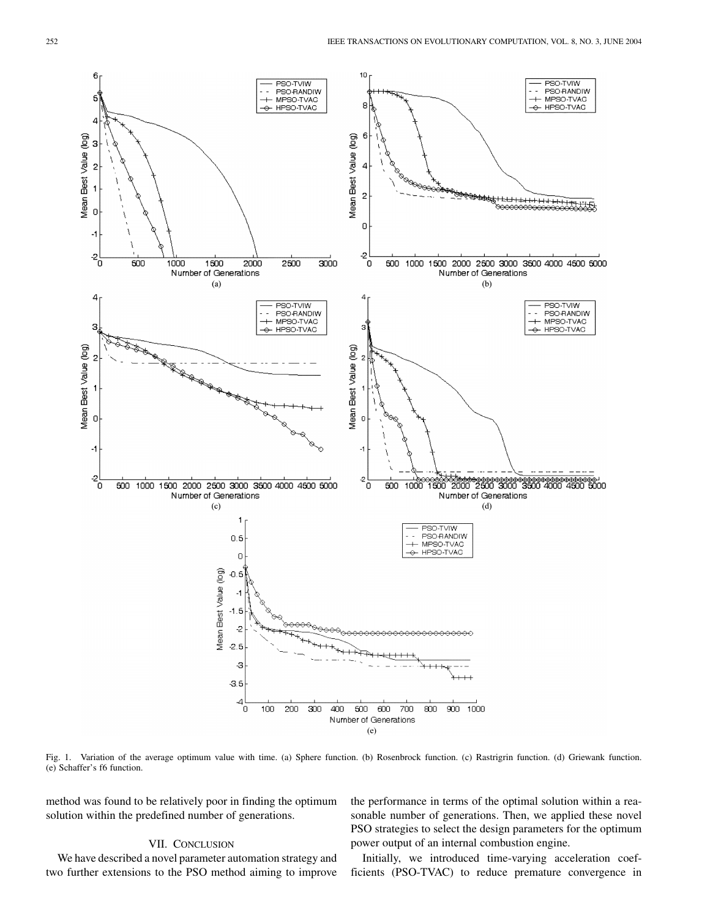Fig. 1. Variation of the average optimum value with time. (a) Sphere function. (b) Rosenbrock function. (c) Rastrigrin function. (d) Griewank function. (e) Schaffer's f6 function.

method was found to be relatively poor in finding the optimum solution within the predefined number of generations.

## VII. CONCLUSION

We have described a novel parameter automation strategy and two further extensions to the PSO method aiming to improve the performance in terms of the optimal solution within a reasonable number of generations. Then, we applied these novel PSO strategies to select the design parameters for the optimum power output of an internal combustion engine.

Initially, we introduced time-varying acceleration coefficients (PSO-TVAC) to reduce premature convergence in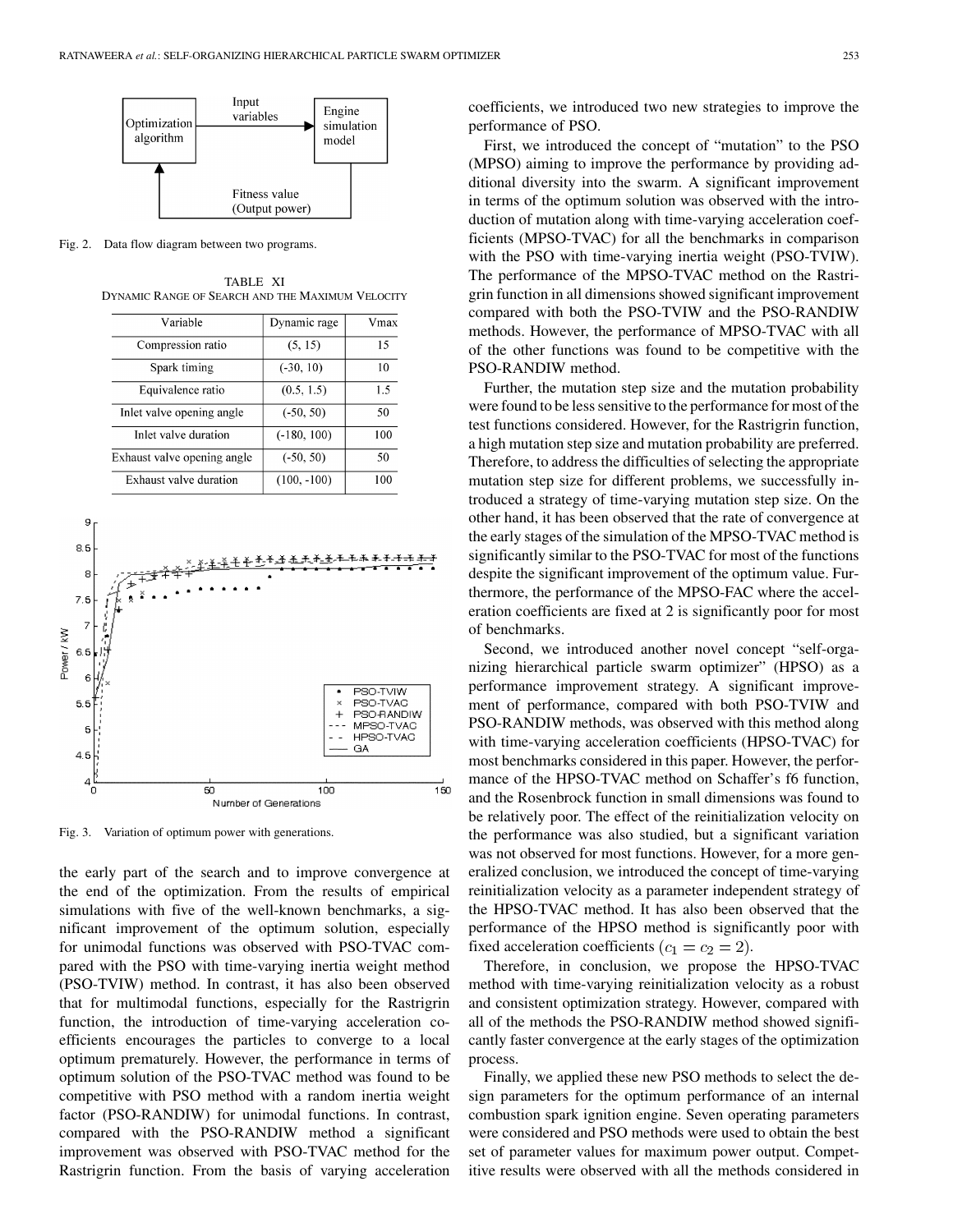Optimization algorithm

Input variables

Engine simulation model

Fitness value (Output power)

Fig. 2. Data flow diagram between two programs.

TABLE XI
DYNAMIC RANGE OF SEARCH AND THE MAXIMUM VELOCITY

| Variable | Dynamic rage | Vmax |
|---|---|---|
| Compression ratio | (5, 15) | 15 |
| Spark timing | (-30, 10) | 10 |
| Equivalence ratio | (0.5, 1.5) | 1.5 |
| Inlet valve opening angle | (-50, 50) | 50 |
| Inlet valve duration | (-180, 100) | 100 |
| Exhaust valve opening angle | (-50, 50) | 50 |
| Exhaust valve duration | (100, -100) | 100 |

Power / kW

9
8.5
8
7.5
7
6.5
6
5.5
5
4.5
4

0
50
100
150

Number of Generations

PSO-TVIW
PSO-TVAC
PSO-RANDIW
MPSO-TVAC
HPSO-TVAC
GA

Fig. 3. Variation of optimum power with generations.

the early part of the search and to improve convergence at the end of the optimization. From the results of empirical simulations with five of the well-known benchmarks, a significant improvement of the optimum solution, especially for unimodal functions was observed with PSO-TVAC compared with the PSO with time-varying inertia weight method (PSO-TVIW) method. In contrast, it has also been observed that for multimodal functions, especially for the Rastrigrin function, the introduction of time-varying acceleration coefficients encourages the particles to converge to a local optimum prematurely. However, the performance in terms of optimum solution of the PSO-TVAC method was found to be competitive with PSO method with a random inertia weight factor (PSO-RANDIW) for unimodal functions. In contrast, compared with the PSO-RANDIW method a significant improvement was observed with PSO-TVAC method for the Rastrigrin function. From the basis of varying acceleration coefficients, we introduced two new strategies to improve the performance of PSO.

First, we introduced the concept of "mutation" to the PSO (MPSO) aiming to improve the performance by providing additional diversity into the swarm. A significant improvement in terms of the optimum solution was observed with the introduction of mutation along with time-varying acceleration coefficients (MPSO-TVAC) for all the benchmarks in comparison with the PSO with time-varying inertia weight (PSO-TVIW). The performance of the MPSO-TVAC method on the Rastrigrin function in all dimensions showed significant improvement compared with both the PSO-TVIW and the PSO-RANDIW methods. However, the performance of MPSO-TVAC with all of the other functions was found to be competitive with the PSO-RANDIW method.

Further, the mutation step size and the mutation probability were found to be less sensitive to the performance for most of the test functions considered. However, for the Rastrigrin function, a high mutation step size and mutation probability are preferred. Therefore, to address the difficulties of selecting the appropriate mutation step size for different problems, we successfully introduced a strategy of time-varying mutation step size. On the other hand, it has been observed that the rate of convergence at the early stages of the simulation of the MPSO-TVAC method is significantly similar to the PSO-TVAC for most of the functions despite the significant improvement of the optimum value. Furthermore, the performance of the MPSO-FAC where the acceleration coefficients are fixed at 2 is significantly poor for most of benchmarks.

Second, we introduced another novel concept "self-organizing hierarchical particle swarm optimizer" (HPSO) as a performance improvement strategy. A significant improvement of performance, compared with both PSO-TVIW and PSO-RANDIW methods, was observed with this method along with time-varying acceleration coefficients (HPSO-TVAC) for most benchmarks considered in this paper. However, the performance of the HPSO-TVAC method on Schaffer's f6 function, and the Rosenbrock function in small dimensions was found to be relatively poor. The effect of the reinitialization velocity on the performance was also studied, but a significant variation was not observed for most functions. However, for a more generalized conclusion, we introduced the concept of time-varying reinitialization velocity as a parameter independent strategy of the HPSO-TVAC method. It has also been observed that the performance of the HPSO method is significantly poor with fixed acceleration coefficients $(c_1 = c_2 = 2)$.

Therefore, in conclusion, we propose the HPSO-TVAC method with time-varying reinitialization velocity as a robust and consistent optimization strategy. However, compared with all of the methods the PSO-RANDIW method showed significantly faster convergence at the early stages of the optimization process.

Finally, we applied these new PSO methods to select the design parameters for the optimum performance of an internal combustion spark ignition engine. Seven operating parameters were considered and PSO methods were used to obtain the best set of parameter values for maximum power output. Competitive results were observed with all the methods considered in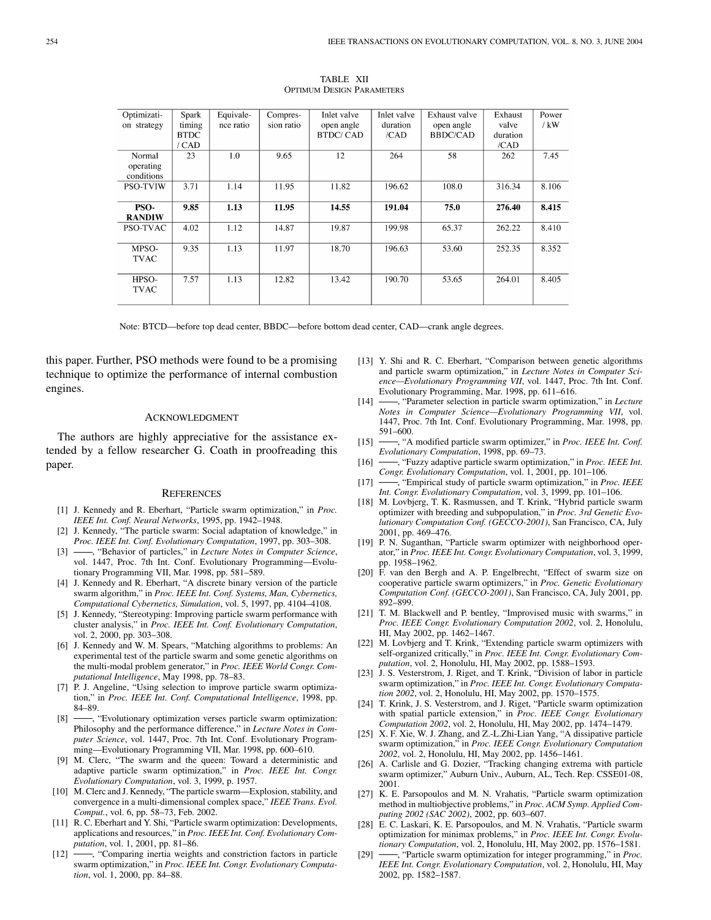TABLE XII
OPTIMUM DESIGN PARAMETERS

| Optimization strategy | Spark timing BTDC / CAD | Equivalence ratio | Compression ratio | Inlet valve open angle BTDC/ CAD | Inlet valve duration /CAD | Exhaust valve open angle BBDC/CAD | Exhaust valve duration /CAD | Power / kW |
|---|---|---|---|---|---|---|---|---|
| Normal operating conditions | 23 | 1.0 | 9.65 | 12 | 264 | 58 | 262 | 7.45 |
| PSO-TVIW | 3.71 | 1.14 | 11.95 | 11.82 | 196.62 | 108.0 | 316.34 | 8.106 |
| **PSO-RANDIW** | **9.85** | **1.13** | **11.95** | **14.55** | **191.04** | **75.0** | **276.40** | **8.415** |
| PSO-TVAC | 4.02 | 1.12 | 14.87 | 19.87 | 199.98 | 65.37 | 262.22 | 8.410 |
| MPSO-TVAC | 9.35 | 1.13 | 11.97 | 18.70 | 196.63 | 53.60 | 252.35 | 8.352 |
| HPSO-TVAC | 7.57 | 1.13 | 12.82 | 13.42 | 190.70 | 53.65 | 264.01 | 8.405 |

Note: BTCD—before top dead center, BBDC—before bottom dead center, CAD—crank angle degrees.

this paper. Further, PSO methods were found to be a promising technique to optimize the performance of internal combustion engines.

## ACKNOWLEDGMENT

The authors are highly appreciative for the assistance extended by a fellow researcher G. Coath in proofreading this paper.

## REFERENCES

[1] J. Kennedy and R. Eberhart, "Particle swarm optimization," in *Proc. IEEE Int. Conf. Neural Networks*, 1995, pp. 1942–1948.

[2] J. Kennedy, "The particle swarm: Social adaptation of knowledge," in *Proc. IEEE Int. Conf. Evolutionary Computation*, 1997, pp. 303–308.

[3] ——, "Behavior of particles," in *Lecture Notes in Computer Science*, vol. 1447, Proc. 7th Int. Conf. Evolutionary Programming—Evolutionary Programming VII, Mar. 1998, pp. 581–589.

[4] J. Kennedy and R. Eberhart, "A discrete binary version of the particle swarm algorithm," in *Proc. IEEE Int. Conf. Systems, Man, Cybernetics, Computational Cybernetics, Simulation*, vol. 5, 1997, pp. 4104–4108.

[5] J. Kennedy, "Stereotyping: Improving particle swarm performance with cluster analysis," in *Proc. IEEE Int. Conf. Evolutionary Computation*, vol. 2, 2000, pp. 303–308.

[6] J. Kennedy and W. M. Spears, "Matching algorithms to problems: An experimental test of the particle swarm and some genetic algorithms on the multi-modal problem generator," in *Proc. IEEE World Congr. Computational Intelligence*, May 1998, pp. 78–83.

[7] P. J. Angeline, "Using selection to improve particle swarm optimization," in *Proc. IEEE Int. Conf. Computational Intelligence*, 1998, pp. 84–89.

[8] ——, "Evolutionary optimization verses particle swarm optimization: Philosophy and the performance difference," in *Lecture Notes in Computer Science*, vol. 1447, Proc. 7th Int. Conf. Evolutionary Programming—Evolutionary Programming VII, Mar. 1998, pp. 600–610.

[9] M. Clerc, "The swarm and the queen: Toward a deterministic and adaptive particle swarm optimization," in *Proc. IEEE Int. Congr. Evolutionary Computation*, vol. 3, 1999, p. 1957.

[10] M. Clerc and J. Kennedy, "The particle swarm—Explosion, stability, and convergence in a multi-dimensional complex space," *IEEE Trans. Evol. Comput.*, vol. 6, pp. 58–73, Feb. 2002.

[11] R. C. Eberhart and Y. Shi, "Particle swarm optimization: Developments, applications and resources," in *Proc. IEEE Int. Conf. Evolutionary Computation*, vol. 1, 2001, pp. 81–86.

[12] ——, "Comparing inertia weights and constriction factors in particle swarm optimization," in *Proc. IEEE Int. Congr. Evolutionary Computation*, vol. 1, 2000, pp. 84–88.

[13] Y. Shi and R. C. Eberhart, "Comparison between genetic algorithms and particle swarm optimization," in *Lecture Notes in Computer Science—Evolutionary Programming VII*, vol. 1447, Proc. 7th Int. Conf. Evolutionary Programming, Mar. 1998, pp. 611–616.

[14] ——, "Parameter selection in particle swarm optimization," in *Lecture Notes in Computer Science—Evolutionary Programming VII*, vol. 1447, Proc. 7th Int. Conf. Evolutionary Programming, Mar. 1998, pp. 591–600.

[15] ——, "A modified particle swarm optimizer," in *Proc. IEEE Int. Conf. Evolutionary Computation*, 1998, pp. 69–73.

[16] ——, "Fuzzy adaptive particle swarm optimization," in *Proc. IEEE Int. Congr. Evolutionary Computation*, vol. 1, 2001, pp. 101–106.

[17] ——, "Empirical study of particle swarm optimization," in *Proc. IEEE Int. Congr. Evolutionary Computation*, vol. 3, 1999, pp. 101–106.

[18] M. Lovbjerg, T. K. Rasmussen, and T. Krink, "Hybrid particle swarm optimizer with breeding and subpopulation," in *Proc. 3rd Genetic Evolutionary Computation Conf. (GECCO-2001)*, San Francisco, CA, July 2001, pp. 469–476.

[19] P. N. Suganthan, "Particle swarm optimizer with neighborhood operator," in *Proc. IEEE Int. Congr. Evolutionary Computation*, vol. 3, 1999, pp. 1958–1962.

[20] F. van den Bergh and A. P. Engelbrecht, "Effect of swarm size on cooperative particle swarm optimizers," in *Proc. Genetic Evolutionary Computation Conf. (GECCO-2001)*, San Francisco, CA, July 2001, pp. 892–899.

[21] T. M. Blackwell and P. bentley, "Improvised music with swarms," in *Proc. IEEE Congr. Evolutionary Computation 2002*, vol. 2, Honolulu, HI, May 2002, pp. 1462–1467.

[22] M. Lovbjerg and T. Krink, "Extending particle swarm optimizers with self-organized critically," in *Proc. IEEE Int. Congr. Evolutionary Computation*, vol. 2, Honolulu, HI, May 2002, pp. 1588–1593.

[23] J. S. Vesterstrom, J. Riget, and T. Krink, "Division of labor in particle swarm optimization," in *Proc. IEEE Int. Congr. Evolutionary Computation 2002*, vol. 2, Honolulu, HI, May 2002, pp. 1570–1575.

[24] T. Krink, J. S. Vesterstrom, and J. Riget, "Particle swarm optimization with spatial particle extension," in *Proc. IEEE Congr. Evolutionary Computation 2002*, vol. 2, Honolulu, HI, May 2002, pp. 1474–1479.

[25] X. F. Xie, W. J. Zhang, and Z.-L.Zhi-Lian Yang, "A dissipative particle swarm optimization," in *Proc. IEEE Congr. Evolutionary Computation 2002*, vol. 2, Honolulu, HI, May 2002, pp. 1456–1461.

[26] A. Carlisle and G. Dozier, "Tracking changing extrema with particle swarm optimizer," Auburn Univ., Auburn, AL, Tech. Rep. CSSE01-08, 2001.

[27] K. E. Parsopoulos and M. N. Vrahatis, "Particle swarm optimization method in multiobjective problems," in *Proc. ACM Symp. Applied Computing 2002 (SAC 2002)*, 2002, pp. 603–607.

[28] E. C. Laskari, K. E. Parsopoulos, and M. N. Vrahatis, "Particle swarm optimization for minimax problems," in *Proc. IEEE Int. Congr. Evolutionary Computation*, vol. 2, Honolulu, HI, May 2002, pp. 1576–1581.

[29] ——, "Particle swarm optimization for integer programming," in *Proc. IEEE Int. Congr. Evolutionary Computation*, vol. 2, Honolulu, HI, May 2002, pp. 1582–1587.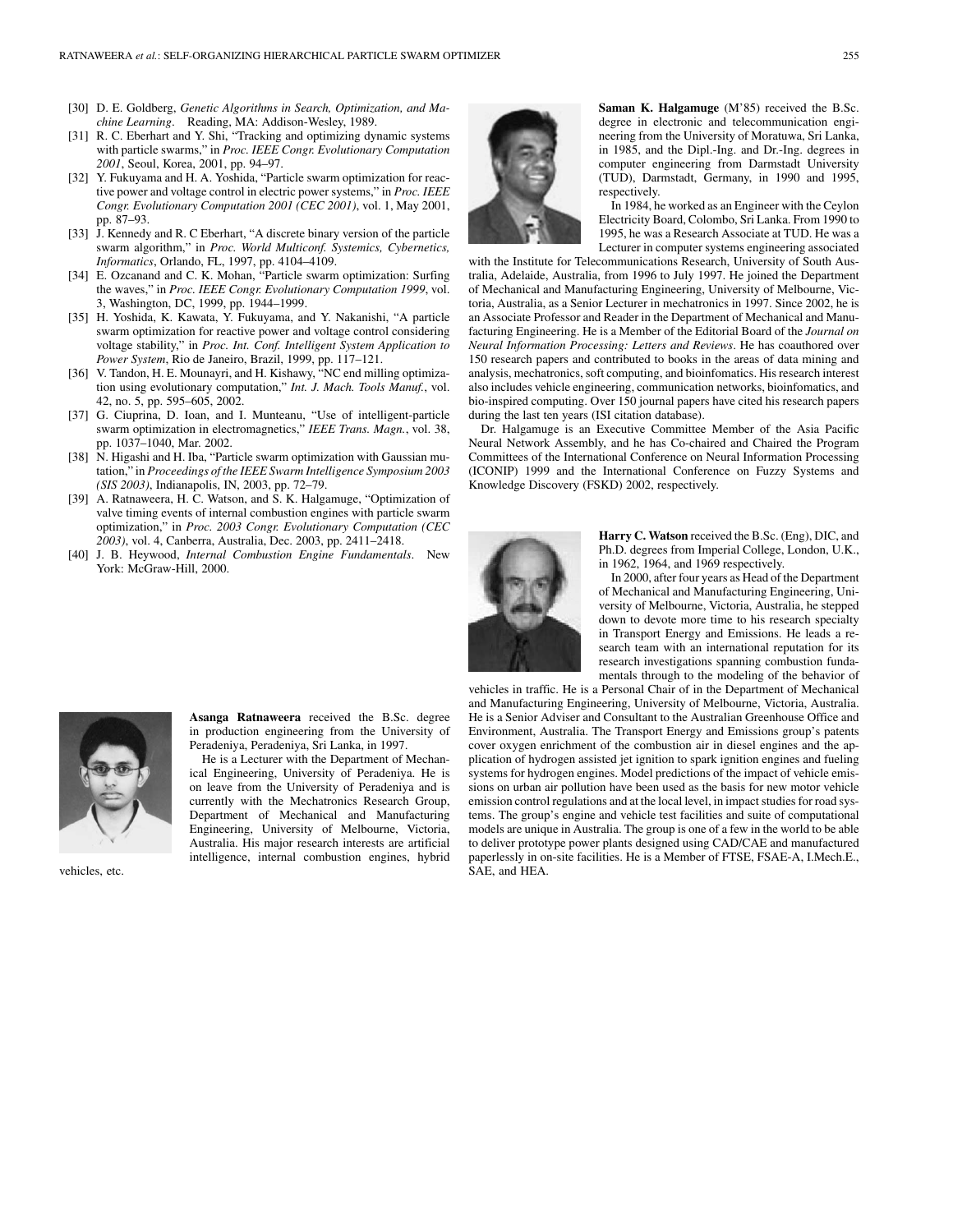[30] D. E. Goldberg, *Genetic Algorithms in Search, Optimization, and Machine Learning*. Reading, MA: Addison-Wesley, 1989.

[31] R. C. Eberhart and Y. Shi, "Tracking and optimizing dynamic systems with particle swarms," in *Proc. IEEE Congr. Evolutionary Computation 2001*, Seoul, Korea, 2001, pp. 94–97.

[32] Y. Fukuyama and H. A. Yoshida, "Particle swarm optimization for reactive power and voltage control in electric power systems," in *Proc. IEEE Congr. Evolutionary Computation 2001 (CEC 2001)*, vol. 1, May 2001, pp. 87–93.

[33] J. Kennedy and R. C Eberhart, "A discrete binary version of the particle swarm algorithm," in *Proc. World Multiconf. Systemics, Cybernetics, Informatics*, Orlando, FL, 1997, pp. 4104–4109.

[34] E. Ozcanand and C. K. Mohan, "Particle swarm optimization: Surfing the waves," in *Proc. IEEE Congr. Evolutionary Computation 1999*, vol. 3, Washington, DC, 1999, pp. 1944–1999.

[35] H. Yoshida, K. Kawata, Y. Fukuyama, and Y. Nakanishi, "A particle swarm optimization for reactive power and voltage control considering voltage stability," in *Proc. Int. Conf. Intelligent System Application to Power System*, Rio de Janeiro, Brazil, 1999, pp. 117–121.

[36] V. Tandon, H. E. Mounayri, and H. Kishawy, "NC end milling optimization using evolutionary computation," *Int. J. Mach. Tools Manuf.*, vol. 42, no. 5, pp. 595–605, 2002.

[37] G. Ciuprina, D. Ioan, and I. Munteanu, "Use of intelligent-particle swarm optimization in electromagnetics," *IEEE Trans. Magn.*, vol. 38, pp. 1037–1040, Mar. 2002.

[38] N. Higashi and H. Iba, "Particle swarm optimization with Gaussian mutation," in *Proceedings of the IEEE Swarm Intelligence Symposium 2003 (SIS 2003)*, Indianapolis, IN, 2003, pp. 72–79.

[39] A. Ratnaweera, H. C. Watson, and S. K. Halgamuge, "Optimization of valve timing events of internal combustion engines with particle swarm optimization," in *Proc. 2003 Congr. Evolutionary Computation (CEC 2003)*, vol. 4, Canberra, Australia, Dec. 2003, pp. 2411–2418.

[40] J. B. Heywood, *Internal Combustion Engine Fundamentals*. New York: McGraw-Hill, 2000.

**Asanga Ratnaweera** received the B.Sc. degree in production engineering from the University of Peradeniya, Peradeniya, Sri Lanka, in 1997.

He is a Lecturer with the Department of Mechanical Engineering, University of Peradeniya. He is on leave from the University of Peradeniya and is currently with the Mechatronics Research Group, Department of Mechanical and Manufacturing Engineering, University of Melbourne, Victoria, Australia. His major research interests are artificial intelligence, internal combustion engines, hybrid vehicles, etc.

**Saman K. Halgamuge** (M'85) received the B.Sc. degree in electronic and telecommunication engineering from the University of Moratuwa, Sri Lanka, in 1985, and the Dipl.-Ing. and Dr.-Ing. degrees in computer engineering from Darmstadt University (TUD), Darmstadt, Germany, in 1990 and 1995, respectively.

In 1984, he worked as an Engineer with the Ceylon Electricity Board, Colombo, Sri Lanka. From 1990 to 1995, he was a Research Associate at TUD. He was a Lecturer in computer systems engineering associated with the Institute for Telecommunications Research, University of South Australia, Adelaide, Australia, from 1996 to July 1997. He joined the Department of Mechanical and Manufacturing Engineering, University of Melbourne, Victoria, Australia, as a Senior Lecturer in mechatronics in 1997. Since 2002, he is an Associate Professor and Reader in the Department of Mechanical and Manufacturing Engineering. He is a Member of the Editorial Board of the *Journal on Neural Information Processing: Letters and Reviews*. He has coauthored over 150 research papers and contributed to books in the areas of data mining and analysis, mechatronics, soft computing, and bioinfomatics. His research interest also includes vehicle engineering, communication networks, bioinfomatics, and bio-inspired computing. Over 150 journal papers have cited his research papers during the last ten years (ISI citation database).

Dr. Halgamuge is an Executive Committee Member of the Asia Pacific Neural Network Assembly, and he has Co-chaired and Chaired the Program Committees of the International Conference on Neural Information Processing (ICONIP) 1999 and the International Conference on Fuzzy Systems and Knowledge Discovery (FSKD) 2002, respectively.

**Harry C. Watson** received the B.Sc. (Eng), DIC, and Ph.D. degrees from Imperial College, London, U.K., in 1962, 1964, and 1969 respectively.

In 2000, after four years as Head of the Department of Mechanical and Manufacturing Engineering, University of Melbourne, Victoria, Australia, he stepped down to devote more time to his research specialty in Transport Energy and Emissions. He leads a research team with an international reputation for its research investigations spanning combustion fundamentals through to the modeling of the behavior of vehicles in traffic. He is a Personal Chair of in the Department of Mechanical and Manufacturing Engineering, University of Melbourne, Victoria, Australia. He is a Senior Adviser and Consultant to the Australian Greenhouse Office and Environment, Australia. The Transport Energy and Emissions group's patents cover oxygen enrichment of the combustion air in diesel engines and the application of hydrogen assisted jet ignition to spark ignition engines and fueling systems for hydrogen engines. Model predictions of the impact of vehicle emissions on urban air pollution have been used as the basis for new motor vehicle emission control regulations and at the local level, in impact studies for road systems. The group's engine and vehicle test facilities and suite of computational models are unique in Australia. The group is one of a few in the world to be able to deliver prototype power plants designed using CAD/CAE and manufactured paperlessly in on-site facilities. He is a Member of FTSE, FSAE-A, I.Mech.E., SAE, and HEA.